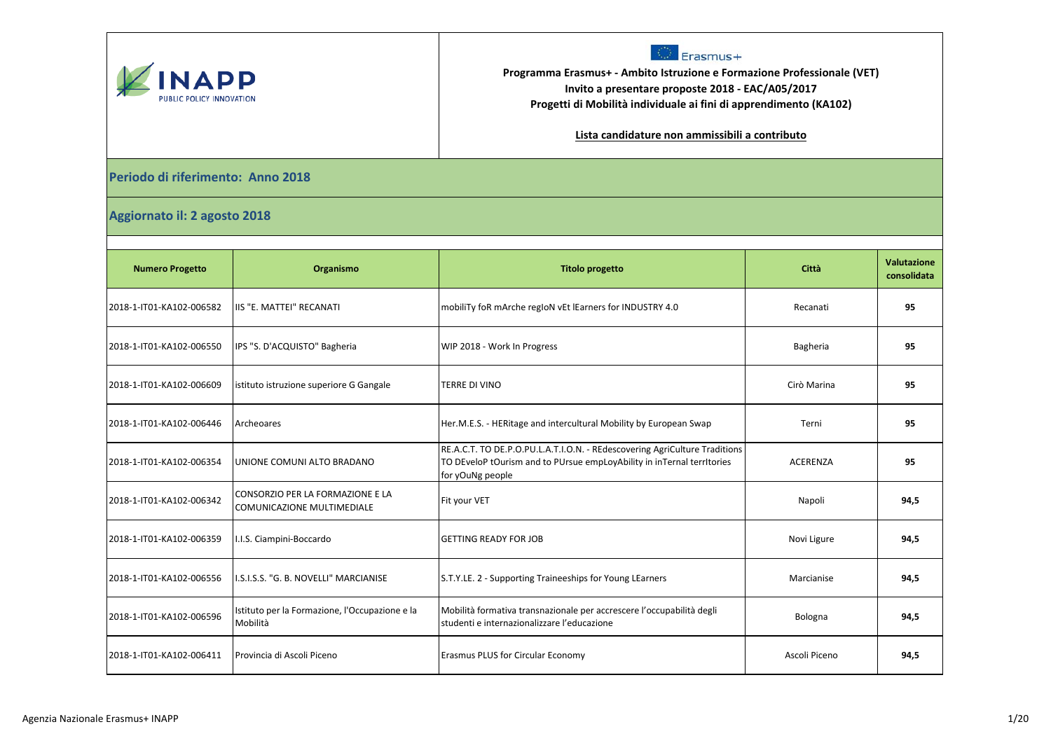INAPP
PUBLIC POLICY INNOVATION

Erasmus+

**Programma Erasmus+ - Ambito Istruzione e Formazione Professionale (VET)**
**Invito a presentare proposte 2018 - EAC/A05/2017**
**Progetti di Mobilità individuale ai fini di apprendimento (KA102)**

**Lista candidature non ammissibili a contributo**

## Periodo di riferimento: Anno 2018

## Aggiornato il: 2 agosto 2018

| Numero Progetto | Organismo | Titolo progetto | Città | Valutazione consolidata |
|---|---|---|---|---|
| 2018-1-IT01-KA102-006582 | IIS "E. MATTEI" RECANATI | mobiliTy foR mArche regIoN vEt lEarners for INDUSTRY 4.0 | Recanati | **95** |
| 2018-1-IT01-KA102-006550 | IPS "S. D'ACQUISTO" Bagheria | WIP 2018 - Work In Progress | Bagheria | **95** |
| 2018-1-IT01-KA102-006609 | istituto istruzione superiore G Gangale | TERRE DI VINO | Cirò Marina | **95** |
| 2018-1-IT01-KA102-006446 | Archeoares | Her.M.E.S. - HERitage and intercultural Mobility by European Swap | Terni | **95** |
| 2018-1-IT01-KA102-006354 | UNIONE COMUNI ALTO BRADANO | RE.A.C.T. TO DE.P.O.PU.L.A.T.I.O.N. - REdescovering AgriCulture Traditions TO DEveloP tOurism and to PUrsue empLoyAbility in inTernal terrItories for yOuNg people | ACERENZA | **95** |
| 2018-1-IT01-KA102-006342 | CONSORZIO PER LA FORMAZIONE E LA COMUNICAZIONE MULTIMEDIALE | Fit your VET | Napoli | **94,5** |
| 2018-1-IT01-KA102-006359 | I.I.S. Ciampini-Boccardo | GETTING READY FOR JOB | Novi Ligure | **94,5** |
| 2018-1-IT01-KA102-006556 | I.S.I.S.S. "G. B. NOVELLI" MARCIANISE | S.T.Y.LE. 2 - Supporting Traineeships for Young LEarners | Marcianise | **94,5** |
| 2018-1-IT01-KA102-006596 | Istituto per la Formazione, l'Occupazione e la Mobilità | Mobilità formativa transnazionale per accrescere l'occupabilità degli studenti e internazionalizzare l'educazione | Bologna | **94,5** |
| 2018-1-IT01-KA102-006411 | Provincia di Ascoli Piceno | Erasmus PLUS for Circular Economy | Ascoli Piceno | **94,5** |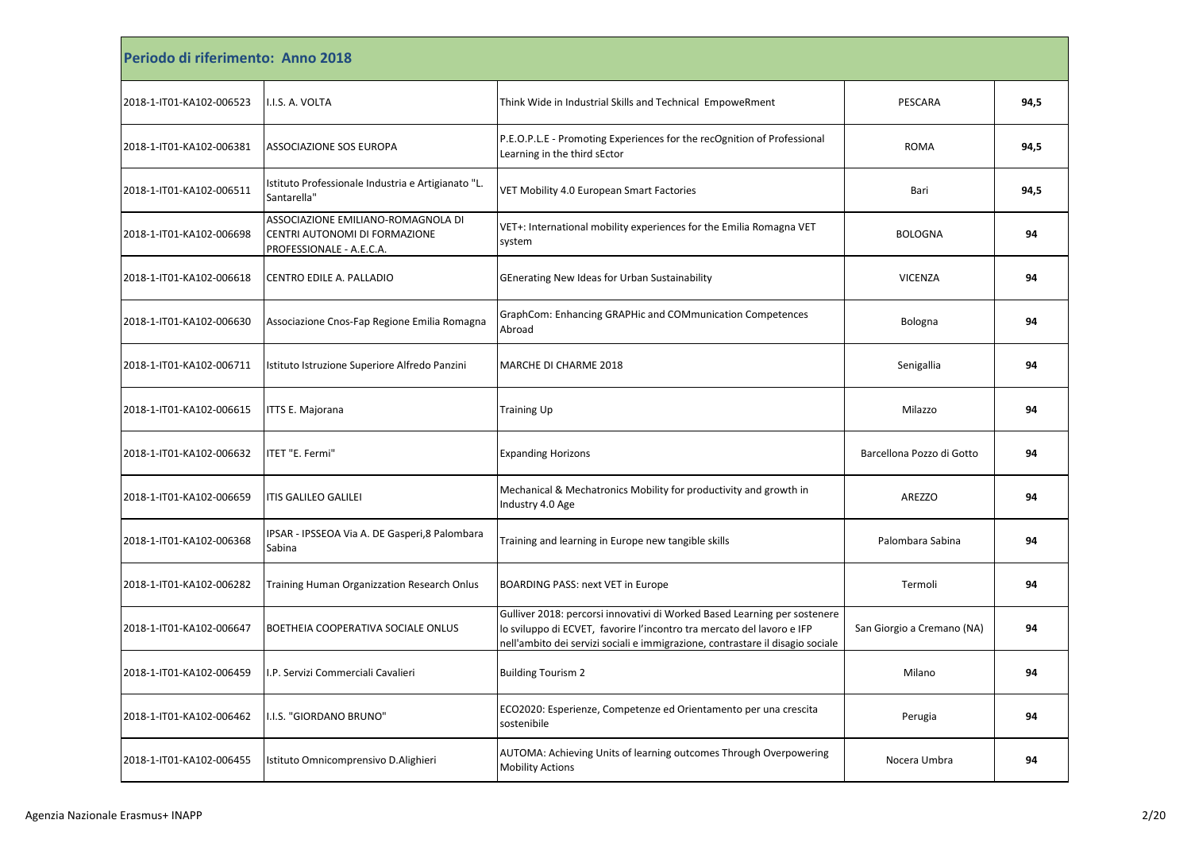**Periodo di riferimento: Anno 2018**

| | | | | |
|---|---|---|---|---|
| 2018-1-IT01-KA102-006523 | I.I.S. A. VOLTA | Think Wide in Industrial Skills and Technical EmpoweRment | PESCARA | **94,5** |
| 2018-1-IT01-KA102-006381 | ASSOCIAZIONE SOS EUROPA | P.E.O.P.L.E - Promoting Experiences for the recOgnition of Professional Learning in the third sEctor | ROMA | **94,5** |
| 2018-1-IT01-KA102-006511 | Istituto Professionale Industria e Artigianato "L. Santarella" | VET Mobility 4.0 European Smart Factories | Bari | **94,5** |
| 2018-1-IT01-KA102-006698 | ASSOCIAZIONE EMILIANO-ROMAGNOLA DI CENTRI AUTONOMI DI FORMAZIONE PROFESSIONALE - A.E.C.A. | VET+: International mobility experiences for the Emilia Romagna VET system | BOLOGNA | **94** |
| 2018-1-IT01-KA102-006618 | CENTRO EDILE A. PALLADIO | GEnerating New Ideas for Urban Sustainability | VICENZA | **94** |
| 2018-1-IT01-KA102-006630 | Associazione Cnos-Fap Regione Emilia Romagna | GraphCom: Enhancing GRAPHic and COMmunication Competences Abroad | Bologna | **94** |
| 2018-1-IT01-KA102-006711 | Istituto Istruzione Superiore Alfredo Panzini | MARCHE DI CHARME 2018 | Senigallia | **94** |
| 2018-1-IT01-KA102-006615 | ITTS E. Majorana | Training Up | Milazzo | **94** |
| 2018-1-IT01-KA102-006632 | ITET "E. Fermi" | Expanding Horizons | Barcellona Pozzo di Gotto | **94** |
| 2018-1-IT01-KA102-006659 | ITIS GALILEO GALILEI | Mechanical & Mechatronics Mobility for productivity and growth in Industry 4.0 Age | AREZZO | **94** |
| 2018-1-IT01-KA102-006368 | IPSAR - IPSSEOA Via A. DE Gasperi,8 Palombara Sabina | Training and learning in Europe new tangible skills | Palombara Sabina | **94** |
| 2018-1-IT01-KA102-006282 | Training Human Organizzation Research Onlus | BOARDING PASS: next VET in Europe | Termoli | **94** |
| 2018-1-IT01-KA102-006647 | BOETHEIA COOPERATIVA SOCIALE ONLUS | Gulliver 2018: percorsi innovativi di Worked Based Learning per sostenere lo sviluppo di ECVET, favorire l'incontro tra mercato del lavoro e IFP nell'ambito dei servizi sociali e immigrazione, contrastare il disagio sociale | San Giorgio a Cremano (NA) | **94** |
| 2018-1-IT01-KA102-006459 | I.P. Servizi Commerciali Cavalieri | Building Tourism 2 | Milano | **94** |
| 2018-1-IT01-KA102-006462 | I.I.S. "GIORDANO BRUNO" | ECO2020: Esperienze, Competenze ed Orientamento per una crescita sostenibile | Perugia | **94** |
| 2018-1-IT01-KA102-006455 | Istituto Omnicomprensivo D.Alighieri | AUTOMA: Achieving Units of learning outcomes Through Overpowering Mobility Actions | Nocera Umbra | **94** |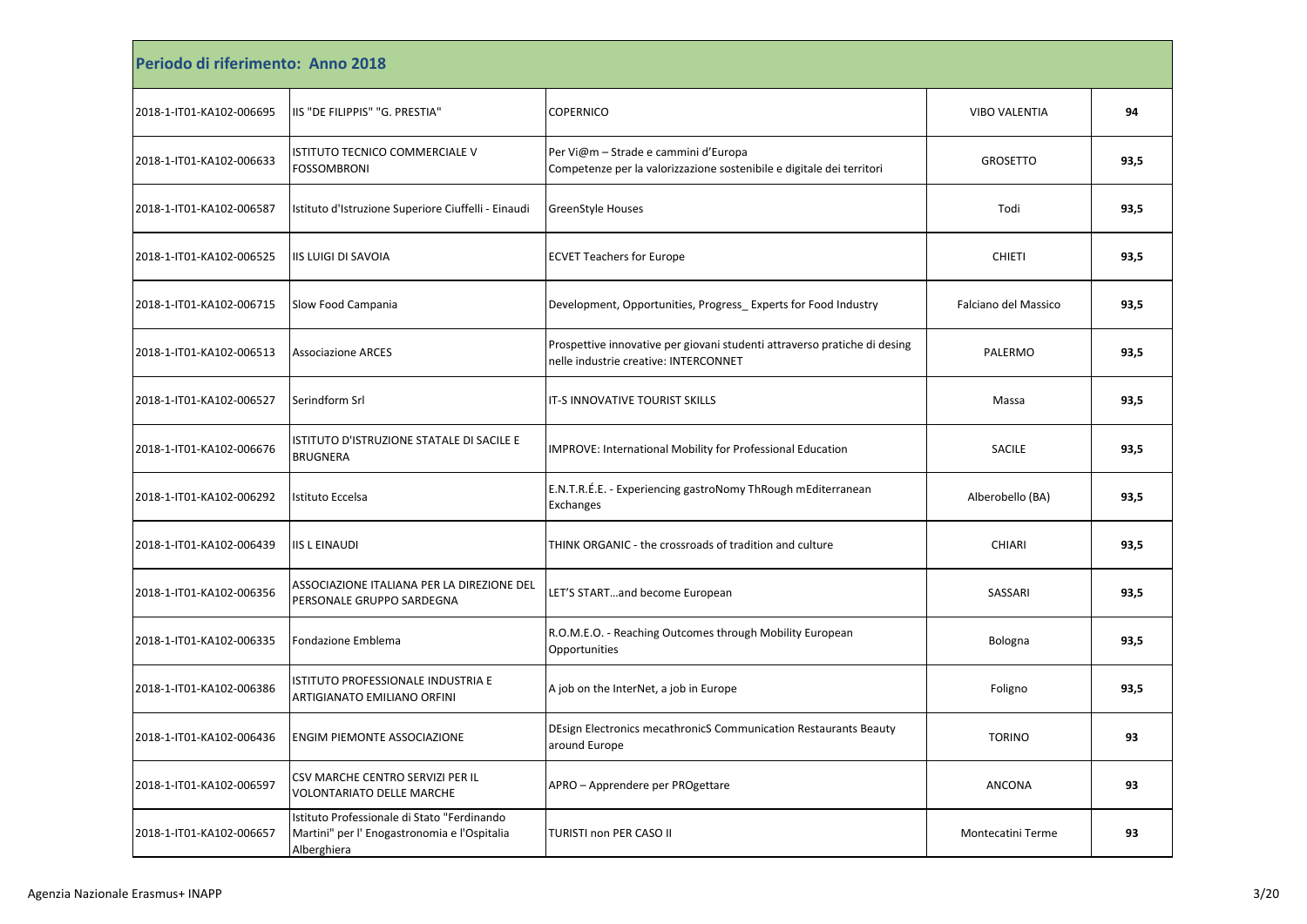| Periodo di riferimento:  Anno 2018 | | | | |
|---|---|---|---|---|
| 2018-1-IT01-KA102-006695 | IIS "DE FILIPPIS" "G. PRESTIA" | COPERNICO | VIBO VALENTIA | 94 |
| 2018-1-IT01-KA102-006633 | ISTITUTO TECNICO COMMERCIALE V FOSSOMBRONI | Per Vi@m – Strade e cammini d'Europa Competenze per la valorizzazione sostenibile e digitale dei territori | GROSETTO | 93,5 |
| 2018-1-IT01-KA102-006587 | Istituto d'Istruzione Superiore Ciuffelli - Einaudi | GreenStyle Houses | Todi | 93,5 |
| 2018-1-IT01-KA102-006525 | IIS LUIGI DI SAVOIA | ECVET Teachers for Europe | CHIETI | 93,5 |
| 2018-1-IT01-KA102-006715 | Slow Food Campania | Development, Opportunities, Progress_ Experts for Food Industry | Falciano del Massico | 93,5 |
| 2018-1-IT01-KA102-006513 | Associazione ARCES | Prospettive innovative per giovani studenti attraverso pratiche di desing nelle industrie creative: INTERCONNET | PALERMO | 93,5 |
| 2018-1-IT01-KA102-006527 | Serindform Srl | IT-S INNOVATIVE TOURIST SKILLS | Massa | 93,5 |
| 2018-1-IT01-KA102-006676 | ISTITUTO D'ISTRUZIONE STATALE DI SACILE E BRUGNERA | IMPROVE: International Mobility for Professional Education | SACILE | 93,5 |
| 2018-1-IT01-KA102-006292 | Istituto Eccelsa | E.N.T.R.É.E. - Experiencing gastroNomy ThRough mEditerranean Exchanges | Alberobello (BA) | 93,5 |
| 2018-1-IT01-KA102-006439 | IIS L EINAUDI | THINK ORGANIC - the crossroads of tradition and culture | CHIARI | 93,5 |
| 2018-1-IT01-KA102-006356 | ASSOCIAZIONE ITALIANA PER LA DIREZIONE DEL PERSONALE GRUPPO SARDEGNA | LET'S START…and become European | SASSARI | 93,5 |
| 2018-1-IT01-KA102-006335 | Fondazione Emblema | R.O.M.E.O. - Reaching Outcomes through Mobility European Opportunities | Bologna | 93,5 |
| 2018-1-IT01-KA102-006386 | ISTITUTO PROFESSIONALE INDUSTRIA E ARTIGIANATO EMILIANO ORFINI | A job on the InterNet, a job in Europe | Foligno | 93,5 |
| 2018-1-IT01-KA102-006436 | ENGIM PIEMONTE ASSOCIAZIONE | DEsign Electronics mecathronicS Communication Restaurants Beauty around Europe | TORINO | 93 |
| 2018-1-IT01-KA102-006597 | CSV MARCHE CENTRO SERVIZI PER IL VOLONTARIATO DELLE MARCHE | APRO – Apprendere per PROgettare | ANCONA | 93 |
| 2018-1-IT01-KA102-006657 | Istituto Professionale di Stato "Ferdinando Martini" per l' Enogastronomia e l'Ospitalia Alberghiera | TURISTI non PER CASO II | Montecatini Terme | 93 |

Agenzia Nazionale Erasmus+ INAPP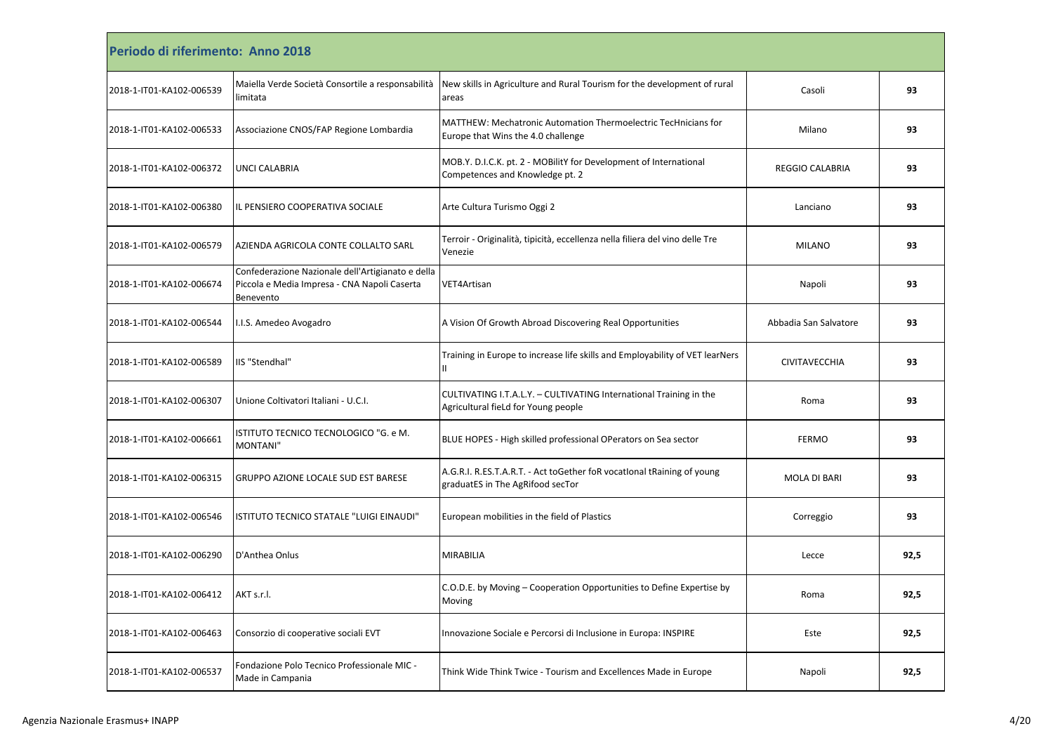**Periodo di riferimento: Anno 2018**

| | | | | |
|---|---|---|---|---|
| 2018-1-IT01-KA102-006539 | Maiella Verde Società Consortile a responsabilità limitata | New skills in Agriculture and Rural Tourism for the development of rural areas | Casoli | **93** |
| 2018-1-IT01-KA102-006533 | Associazione CNOS/FAP Regione Lombardia | MATTHEW: Mechatronic Automation Thermoelectric TecHnicians for Europe that Wins the 4.0 challenge | Milano | **93** |
| 2018-1-IT01-KA102-006372 | UNCI CALABRIA | MOB.Y. D.I.C.K. pt. 2 - MOBilitY for Development of International Competences and Knowledge pt. 2 | REGGIO CALABRIA | **93** |
| 2018-1-IT01-KA102-006380 | IL PENSIERO COOPERATIVA SOCIALE | Arte Cultura Turismo Oggi 2 | Lanciano | **93** |
| 2018-1-IT01-KA102-006579 | AZIENDA AGRICOLA CONTE COLLALTO SARL | Terroir - Originalità, tipicità, eccellenza nella filiera del vino delle Tre Venezie | MILANO | **93** |
| 2018-1-IT01-KA102-006674 | Confederazione Nazionale dell'Artigianato e della Piccola e Media Impresa - CNA Napoli Caserta Benevento | VET4Artisan | Napoli | **93** |
| 2018-1-IT01-KA102-006544 | I.I.S. Amedeo Avogadro | A Vision Of Growth Abroad Discovering Real Opportunities | Abbadia San Salvatore | **93** |
| 2018-1-IT01-KA102-006589 | IIS "Stendhal" | Training in Europe to increase life skills and Employability of VET learNers II | CIVITAVECCHIA | **93** |
| 2018-1-IT01-KA102-006307 | Unione Coltivatori Italiani - U.C.I. | CULTIVATING I.T.A.L.Y. – CULTIVATING International Training in the Agricultural fieLd for Young people | Roma | **93** |
| 2018-1-IT01-KA102-006661 | ISTITUTO TECNICO TECNOLOGICO "G. e M. MONTANI" | BLUE HOPES - High skilled professional OPerators on Sea sector | FERMO | **93** |
| 2018-1-IT01-KA102-006315 | GRUPPO AZIONE LOCALE SUD EST BARESE | A.G.R.I. R.ES.T.A.R.T. - Act toGether foR vocatIonal tRaining of young graduatES in The AgRifood secTor | MOLA DI BARI | **93** |
| 2018-1-IT01-KA102-006546 | ISTITUTO TECNICO STATALE "LUIGI EINAUDI" | European mobilities in the field of Plastics | Correggio | **93** |
| 2018-1-IT01-KA102-006290 | D'Anthea Onlus | MIRABILIA | Lecce | **92,5** |
| 2018-1-IT01-KA102-006412 | AKT s.r.l. | C.O.D.E. by Moving – Cooperation Opportunities to Define Expertise by Moving | Roma | **92,5** |
| 2018-1-IT01-KA102-006463 | Consorzio di cooperative sociali EVT | Innovazione Sociale e Percorsi di Inclusione in Europa: INSPIRE | Este | **92,5** |
| 2018-1-IT01-KA102-006537 | Fondazione Polo Tecnico Professionale MIC - Made in Campania | Think Wide Think Twice - Tourism and Excellences Made in Europe | Napoli | **92,5** |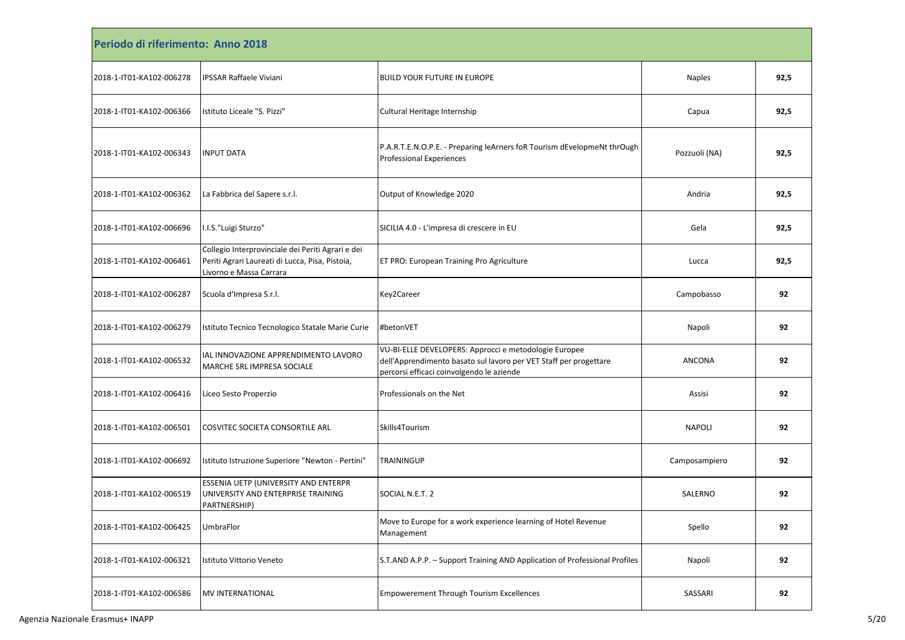| Periodo di riferimento: Anno 2018 | | | | |
|---|---|---|---|---|
| 2018-1-IT01-KA102-006278 | IPSSAR Raffaele Viviani | BUILD YOUR FUTURE IN EUROPE | Naples | 92,5 |
| 2018-1-IT01-KA102-006366 | Istituto Liceale "S. Pizzi" | Cultural Heritage Internship | Capua | 92,5 |
| 2018-1-IT01-KA102-006343 | INPUT DATA | P.A.R.T.E.N.O.P.E. - Preparing leArners foR Tourism dEvelopmeNt thrOugh Professional Experiences | Pozzuoli (NA) | 92,5 |
| 2018-1-IT01-KA102-006362 | La Fabbrica del Sapere s.r.l. | Output of Knowledge 2020 | Andria | 92,5 |
| 2018-1-IT01-KA102-006696 | I.I.S."Luigi Sturzo" | SICILIA 4.0 - L'impresa di crescere in EU | Gela | 92,5 |
| 2018-1-IT01-KA102-006461 | Collegio Interprovinciale dei Periti Agrari e dei Periti Agrari Laureati di Lucca, Pisa, Pistoia, Livorno e Massa Carrara | ET PRO: European Training Pro Agriculture | Lucca | 92,5 |
| 2018-1-IT01-KA102-006287 | Scuola d'Impresa S.r.l. | Key2Career | Campobasso | 92 |
| 2018-1-IT01-KA102-006279 | Istituto Tecnico Tecnologico Statale Marie Curie | #betonVET | Napoli | 92 |
| 2018-1-IT01-KA102-006532 | IAL INNOVAZIONE APPRENDIMENTO LAVORO MARCHE SRL IMPRESA SOCIALE | VU-BI-ELLE DEVELOPERS: Approcci e metodologie Europee dell'Apprendimento basato sul lavoro per VET Staff per progettare percorsi efficaci coinvolgendo le aziende | ANCONA | 92 |
| 2018-1-IT01-KA102-006416 | Liceo Sesto Properzio | Professionals on the Net | Assisi | 92 |
| 2018-1-IT01-KA102-006501 | COSVITEC SOCIETA CONSORTILE ARL | Skills4Tourism | NAPOLI | 92 |
| 2018-1-IT01-KA102-006692 | Istituto Istruzione Superiore "Newton - Pertini" | TRAININGUP | Camposampiero | 92 |
| 2018-1-IT01-KA102-006519 | ESSENIA UETP (UNIVERSITY AND ENTERPR UNIVERSITY AND ENTERPRISE TRAINING PARTNERSHIP) | SOCIAL N.E.T. 2 | SALERNO | 92 |
| 2018-1-IT01-KA102-006425 | UmbraFlor | Move to Europe for a work experience learning of Hotel Revenue Management | Spello | 92 |
| 2018-1-IT01-KA102-006321 | Istituto Vittorio Veneto | S.T.AND A.P.P. – Support Training AND Application of Professional Profiles | Napoli | 92 |
| 2018-1-IT01-KA102-006586 | MV INTERNATIONAL | Empowerement Through Tourism Excellences | SASSARI | 92 |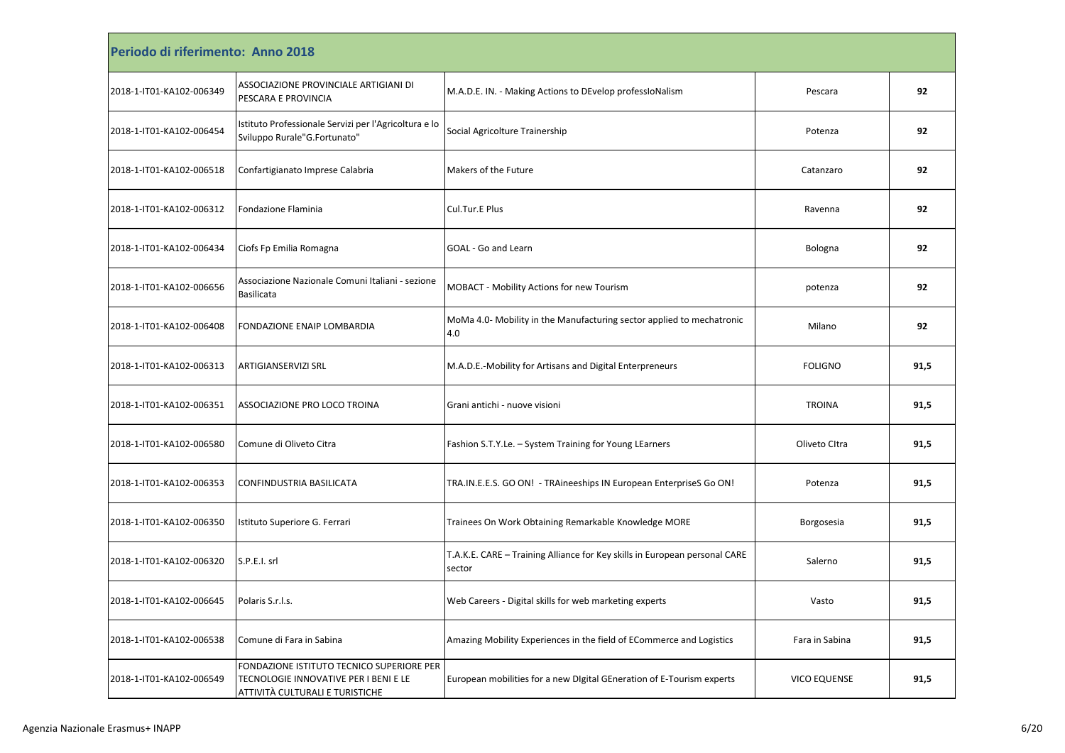**Periodo di riferimento: Anno 2018**

| | | | | |
|---|---|---|---|---|
| 2018-1-IT01-KA102-006349 | ASSOCIAZIONE PROVINCIALE ARTIGIANI DI PESCARA E PROVINCIA | M.A.D.E. IN. - Making Actions to DEvelop professIoNalism | Pescara | **92** |
| 2018-1-IT01-KA102-006454 | Istituto Professionale Servizi per l'Agricoltura e lo Sviluppo Rurale"G.Fortunato" | Social Agricolture Trainership | Potenza | **92** |
| 2018-1-IT01-KA102-006518 | Confartigianato Imprese Calabria | Makers of the Future | Catanzaro | **92** |
| 2018-1-IT01-KA102-006312 | Fondazione Flaminia | Cul.Tur.E Plus | Ravenna | **92** |
| 2018-1-IT01-KA102-006434 | Ciofs Fp Emilia Romagna | GOAL - Go and Learn | Bologna | **92** |
| 2018-1-IT01-KA102-006656 | Associazione Nazionale Comuni Italiani - sezione Basilicata | MOBACT - Mobility Actions for new Tourism | potenza | **92** |
| 2018-1-IT01-KA102-006408 | FONDAZIONE ENAIP LOMBARDIA | MoMa 4.0- Mobility in the Manufacturing sector applied to mechatronic 4.0 | Milano | **92** |
| 2018-1-IT01-KA102-006313 | ARTIGIANSERVIZI SRL | M.A.D.E.-Mobility for Artisans and Digital Enterpreneurs | FOLIGNO | **91,5** |
| 2018-1-IT01-KA102-006351 | ASSOCIAZIONE PRO LOCO TROINA | Grani antichi - nuove visioni | TROINA | **91,5** |
| 2018-1-IT01-KA102-006580 | Comune di Oliveto Citra | Fashion S.T.Y.Le. – System Training for Young LEarners | Oliveto CItra | **91,5** |
| 2018-1-IT01-KA102-006353 | CONFINDUSTRIA BASILICATA | TRA.IN.E.E.S. GO ON! - TRAineeships IN European EnterpriseS Go ON! | Potenza | **91,5** |
| 2018-1-IT01-KA102-006350 | Istituto Superiore G. Ferrari | Trainees On Work Obtaining Remarkable Knowledge MORE | Borgosesia | **91,5** |
| 2018-1-IT01-KA102-006320 | S.P.E.I. srl | T.A.K.E. CARE – Training Alliance for Key skills in European personal CARE sector | Salerno | **91,5** |
| 2018-1-IT01-KA102-006645 | Polaris S.r.l.s. | Web Careers - Digital skills for web marketing experts | Vasto | **91,5** |
| 2018-1-IT01-KA102-006538 | Comune di Fara in Sabina | Amazing Mobility Experiences in the field of ECommerce and Logistics | Fara in Sabina | **91,5** |
| 2018-1-IT01-KA102-006549 | FONDAZIONE ISTITUTO TECNICO SUPERIORE PER TECNOLOGIE INNOVATIVE PER I BENI E LE ATTIVITÀ CULTURALI E TURISTICHE | European mobilities for a new DIgital GEneration of E-Tourism experts | VICO EQUENSE | **91,5** |

Agenzia Nazionale Erasmus+ INAPP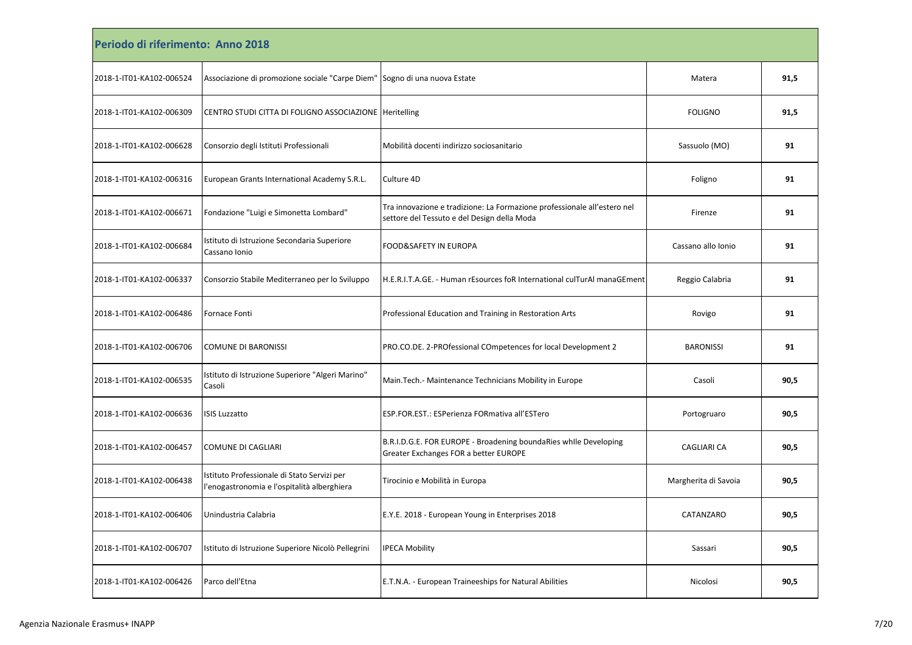| Periodo di riferimento: Anno 2018 | | | | |
|---|---|---|---|---|
| 2018-1-IT01-KA102-006524 | Associazione di promozione sociale "Carpe Diem" | Sogno di una nuova Estate | Matera | **91,5** |
| 2018-1-IT01-KA102-006309 | CENTRO STUDI CITTA DI FOLIGNO ASSOCIAZIONE | Heritelling | FOLIGNO | **91,5** |
| 2018-1-IT01-KA102-006628 | Consorzio degli Istituti Professionali | Mobilità docenti indirizzo sociosanitario | Sassuolo (MO) | **91** |
| 2018-1-IT01-KA102-006316 | European Grants International Academy S.R.L. | Culture 4D | Foligno | **91** |
| 2018-1-IT01-KA102-006671 | Fondazione "Luigi e Simonetta Lombard" | Tra innovazione e tradizione: La Formazione professionale all'estero nel settore del Tessuto e del Design della Moda | Firenze | **91** |
| 2018-1-IT01-KA102-006684 | Istituto di Istruzione Secondaria Superiore Cassano Ionio | FOOD&SAFETY IN EUROPA | Cassano allo Ionio | **91** |
| 2018-1-IT01-KA102-006337 | Consorzio Stabile Mediterraneo per lo Sviluppo | H.E.R.I.T.A.GE. - Human rEsources foR International culTurAl manaGEment | Reggio Calabria | **91** |
| 2018-1-IT01-KA102-006486 | Fornace Fonti | Professional Education and Training in Restoration Arts | Rovigo | **91** |
| 2018-1-IT01-KA102-006706 | COMUNE DI BARONISSI | PRO.CO.DE. 2-PROfessional COmpetences for local Development 2 | BARONISSI | **91** |
| 2018-1-IT01-KA102-006535 | Istituto di Istruzione Superiore "Algeri Marino" Casoli | Main.Tech.- Maintenance Technicians Mobility in Europe | Casoli | **90,5** |
| 2018-1-IT01-KA102-006636 | ISIS Luzzatto | ESP.FOR.EST.: ESPerienza FORmativa all'ESTero | Portogruaro | **90,5** |
| 2018-1-IT01-KA102-006457 | COMUNE DI CAGLIARI | B.R.I.D.G.E. FOR EUROPE - Broadening boundaRies whIle Developing Greater Exchanges FOR a better EUROPE | CAGLIARI CA | **90,5** |
| 2018-1-IT01-KA102-006438 | Istituto Professionale di Stato Servizi per l'enogastronomia e l'ospitalità alberghiera | Tirocinio e Mobilità in Europa | Margherita di Savoia | **90,5** |
| 2018-1-IT01-KA102-006406 | Unindustria Calabria | E.Y.E. 2018 - European Young in Enterprises 2018 | CATANZARO | **90,5** |
| 2018-1-IT01-KA102-006707 | Istituto di Istruzione Superiore Nicolò Pellegrini | IPECA Mobility | Sassari | **90,5** |
| 2018-1-IT01-KA102-006426 | Parco dell'Etna | E.T.N.A. - European Traineeships for Natural Abilities | Nicolosi | **90,5** |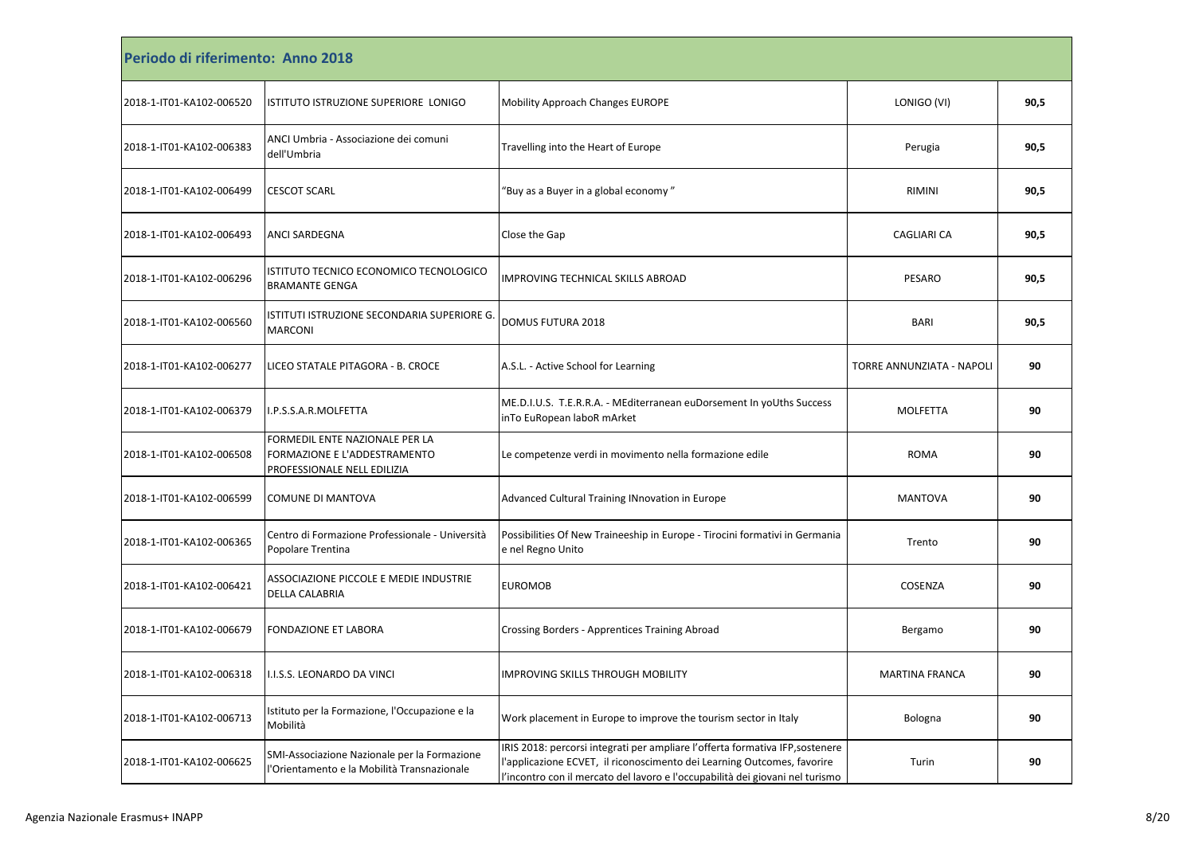## Periodo di riferimento: Anno 2018

| | | | | |
|---|---|---|---|---|
| 2018-1-IT01-KA102-006520 | ISTITUTO ISTRUZIONE SUPERIORE LONIGO | Mobility Approach Changes EUROPE | LONIGO (VI) | **90,5** |
| 2018-1-IT01-KA102-006383 | ANCI Umbria - Associazione dei comuni dell'Umbria | Travelling into the Heart of Europe | Perugia | **90,5** |
| 2018-1-IT01-KA102-006499 | CESCOT SCARL | "Buy as a Buyer in a global economy" | RIMINI | **90,5** |
| 2018-1-IT01-KA102-006493 | ANCI SARDEGNA | Close the Gap | CAGLIARI CA | **90,5** |
| 2018-1-IT01-KA102-006296 | ISTITUTO TECNICO ECONOMICO TECNOLOGICO BRAMANTE GENGA | IMPROVING TECHNICAL SKILLS ABROAD | PESARO | **90,5** |
| 2018-1-IT01-KA102-006560 | ISTITUTI ISTRUZIONE SECONDARIA SUPERIORE G. MARCONI | DOMUS FUTURA 2018 | BARI | **90,5** |
| 2018-1-IT01-KA102-006277 | LICEO STATALE PITAGORA - B. CROCE | A.S.L. - Active School for Learning | TORRE ANNUNZIATA - NAPOLI | **90** |
| 2018-1-IT01-KA102-006379 | I.P.S.S.A.R.MOLFETTA | ME.D.I.U.S. T.E.R.R.A. - MEditerranean euDorsement In yoUths Success inTo EuRopean laboR mArket | MOLFETTA | **90** |
| 2018-1-IT01-KA102-006508 | FORMEDIL ENTE NAZIONALE PER LA FORMAZIONE E L'ADDESTRAMENTO PROFESSIONALE NELL EDILIZIA | Le competenze verdi in movimento nella formazione edile | ROMA | **90** |
| 2018-1-IT01-KA102-006599 | COMUNE DI MANTOVA | Advanced Cultural Training INnovation in Europe | MANTOVA | **90** |
| 2018-1-IT01-KA102-006365 | Centro di Formazione Professionale - Università Popolare Trentina | Possibilities Of New Traineeship in Europe - Tirocini formativi in Germania e nel Regno Unito | Trento | **90** |
| 2018-1-IT01-KA102-006421 | ASSOCIAZIONE PICCOLE E MEDIE INDUSTRIE DELLA CALABRIA | EUROMOB | COSENZA | **90** |
| 2018-1-IT01-KA102-006679 | FONDAZIONE ET LABORA | Crossing Borders - Apprentices Training Abroad | Bergamo | **90** |
| 2018-1-IT01-KA102-006318 | I.I.S.S. LEONARDO DA VINCI | IMPROVING SKILLS THROUGH MOBILITY | MARTINA FRANCA | **90** |
| 2018-1-IT01-KA102-006713 | Istituto per la Formazione, l'Occupazione e la Mobilità | Work placement in Europe to improve the tourism sector in Italy | Bologna | **90** |
| 2018-1-IT01-KA102-006625 | SMI-Associazione Nazionale per la Formazione l'Orientamento e la Mobilità Transnazionale | IRIS 2018: percorsi integrati per ampliare l'offerta formativa IFP,sostenere l'applicazione ECVET, il riconoscimento dei Learning Outcomes, favorire l'incontro con il mercato del lavoro e l'occupabilità dei giovani nel turismo | Turin | **90** |

Agenzia Nazionale Erasmus+ INAPP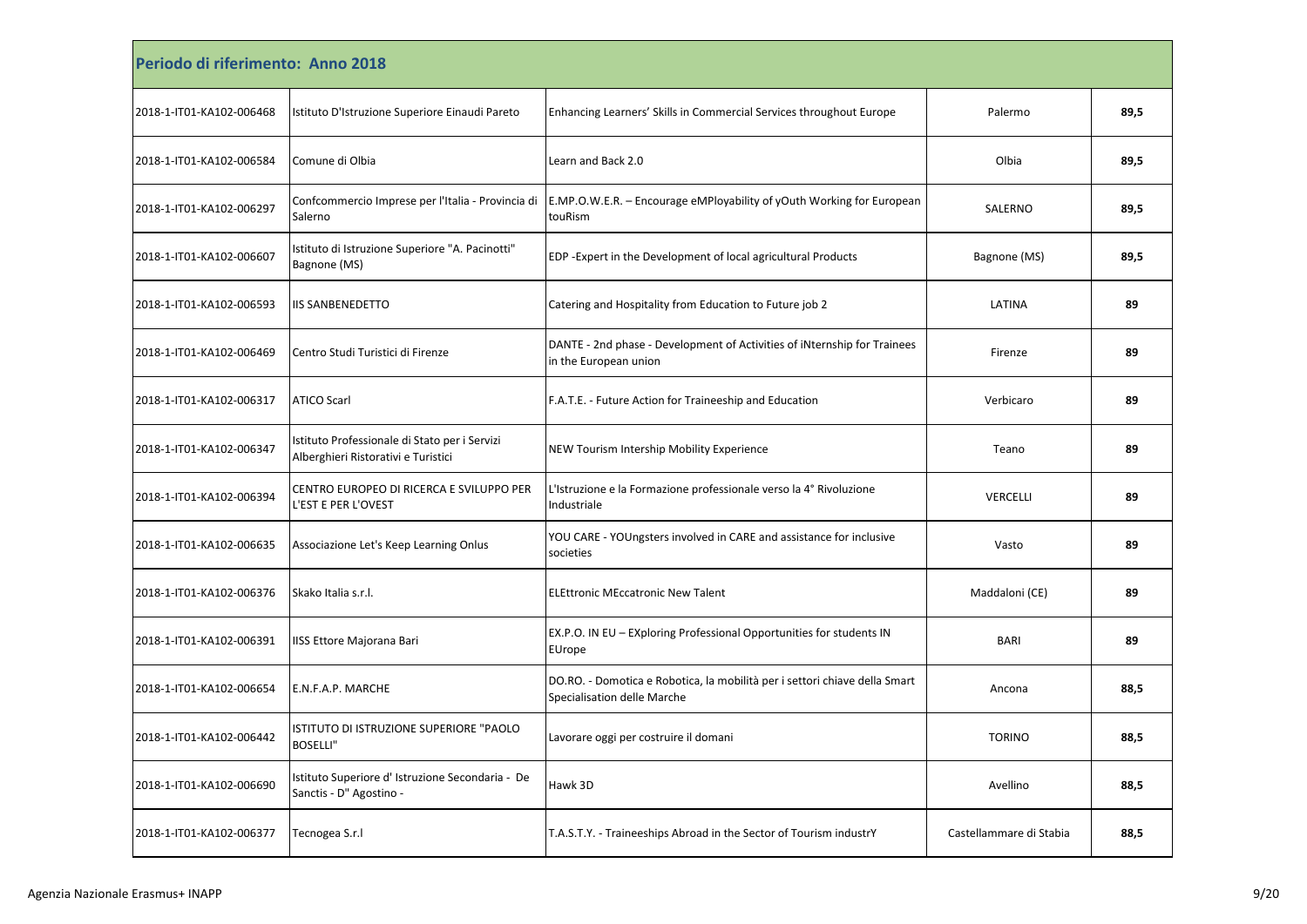**Periodo di riferimento: Anno 2018**

| | | | | |
|---|---|---|---|---|
| 2018-1-IT01-KA102-006468 | Istituto D'Istruzione Superiore Einaudi Pareto | Enhancing Learners' Skills in Commercial Services throughout Europe | Palermo | **89,5** |
| 2018-1-IT01-KA102-006584 | Comune di Olbia | Learn and Back 2.0 | Olbia | **89,5** |
| 2018-1-IT01-KA102-006297 | Confcommercio Imprese per l'Italia - Provincia di Salerno | E.MP.O.W.E.R. – Encourage eMPloyability of yOuth Working for European touRism | SALERNO | **89,5** |
| 2018-1-IT01-KA102-006607 | Istituto di Istruzione Superiore "A. Pacinotti" Bagnone (MS) | EDP -Expert in the Development of local agricultural Products | Bagnone (MS) | **89,5** |
| 2018-1-IT01-KA102-006593 | IIS SANBENEDETTO | Catering and Hospitality from Education to Future job 2 | LATINA | **89** |
| 2018-1-IT01-KA102-006469 | Centro Studi Turistici di Firenze | DANTE - 2nd phase - Development of Activities of iNternship for Trainees in the European union | Firenze | **89** |
| 2018-1-IT01-KA102-006317 | ATICO Scarl | F.A.T.E. - Future Action for Traineeship and Education | Verbicaro | **89** |
| 2018-1-IT01-KA102-006347 | Istituto Professionale di Stato per i Servizi Alberghieri Ristorativi e Turistici | NEW Tourism Intership Mobility Experience | Teano | **89** |
| 2018-1-IT01-KA102-006394 | CENTRO EUROPEO DI RICERCA E SVILUPPO PER L'EST E PER L'OVEST | L'Istruzione e la Formazione professionale verso la 4° Rivoluzione Industriale | VERCELLI | **89** |
| 2018-1-IT01-KA102-006635 | Associazione Let's Keep Learning Onlus | YOU CARE - YOUngsters involved in CARE and assistance for inclusive societies | Vasto | **89** |
| 2018-1-IT01-KA102-006376 | Skako Italia s.r.l. | ELEttronic MEccatronic New Talent | Maddaloni (CE) | **89** |
| 2018-1-IT01-KA102-006391 | IISS Ettore Majorana Bari | EX.P.O. IN EU – EXploring Professional Opportunities for students IN EUrope | BARI | **89** |
| 2018-1-IT01-KA102-006654 | E.N.F.A.P. MARCHE | DO.RO. - Domotica e Robotica, la mobilità per i settori chiave della Smart Specialisation delle Marche | Ancona | **88,5** |
| 2018-1-IT01-KA102-006442 | ISTITUTO DI ISTRUZIONE SUPERIORE "PAOLO BOSELLI" | Lavorare oggi per costruire il domani | TORINO | **88,5** |
| 2018-1-IT01-KA102-006690 | Istituto Superiore d' Istruzione Secondaria - De Sanctis - D" Agostino - | Hawk 3D | Avellino | **88,5** |
| 2018-1-IT01-KA102-006377 | Tecnogea S.r.l | T.A.S.T.Y. - Traineeships Abroad in the Sector of Tourism industrY | Castellammare di Stabia | **88,5** |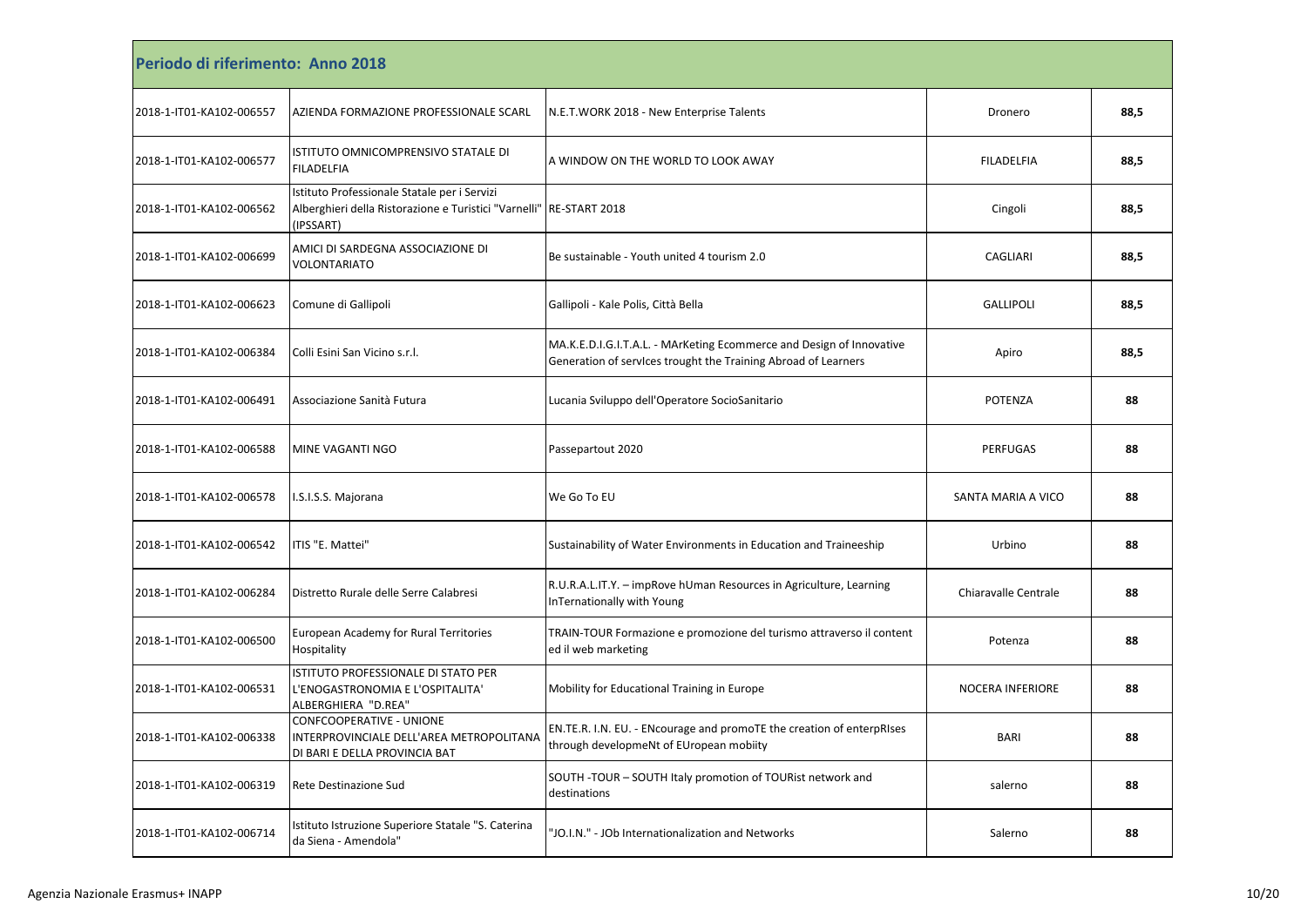**Periodo di riferimento: Anno 2018**

| | | | | |
|---|---|---|---|---|
| 2018-1-IT01-KA102-006557 | AZIENDA FORMAZIONE PROFESSIONALE SCARL | N.E.T.WORK 2018 - New Enterprise Talents | Dronero | **88,5** |
| 2018-1-IT01-KA102-006577 | ISTITUTO OMNICOMPRENSIVO STATALE DI FILADELFIA | A WINDOW ON THE WORLD TO LOOK AWAY | FILADELFIA | **88,5** |
| 2018-1-IT01-KA102-006562 | Istituto Professionale Statale per i Servizi Alberghieri della Ristorazione e Turistici "Varnelli" (IPSSART) | RE-START 2018 | Cingoli | **88,5** |
| 2018-1-IT01-KA102-006699 | AMICI DI SARDEGNA ASSOCIAZIONE DI VOLONTARIATO | Be sustainable - Youth united 4 tourism 2.0 | CAGLIARI | **88,5** |
| 2018-1-IT01-KA102-006623 | Comune di Gallipoli | Gallipoli - Kale Polis, Città Bella | GALLIPOLI | **88,5** |
| 2018-1-IT01-KA102-006384 | Colli Esini San Vicino s.r.l. | MA.K.E.D.I.G.I.T.A.L. - MArKeting Ecommerce and Design of Innovative Generation of servIces trought the Training Abroad of Learners | Apiro | **88,5** |
| 2018-1-IT01-KA102-006491 | Associazione Sanità Futura | Lucania Sviluppo dell'Operatore SocioSanitario | POTENZA | **88** |
| 2018-1-IT01-KA102-006588 | MINE VAGANTI NGO | Passepartout 2020 | PERFUGAS | **88** |
| 2018-1-IT01-KA102-006578 | I.S.I.S.S. Majorana | We Go To EU | SANTA MARIA A VICO | **88** |
| 2018-1-IT01-KA102-006542 | ITIS "E. Mattei" | Sustainability of Water Environments in Education and Traineeship | Urbino | **88** |
| 2018-1-IT01-KA102-006284 | Distretto Rurale delle Serre Calabresi | R.U.R.A.L.IT.Y. – impRove hUman Resources in Agriculture, Learning InTernationally with Young | Chiaravalle Centrale | **88** |
| 2018-1-IT01-KA102-006500 | European Academy for Rural Territories Hospitality | TRAIN-TOUR Formazione e promozione del turismo attraverso il content ed il web marketing | Potenza | **88** |
| 2018-1-IT01-KA102-006531 | ISTITUTO PROFESSIONALE DI STATO PER L'ENOGASTRONOMIA E L'OSPITALITA' ALBERGHIERA "D.REA" | Mobility for Educational Training in Europe | NOCERA INFERIORE | **88** |
| 2018-1-IT01-KA102-006338 | CONFCOOPERATIVE - UNIONE INTERPROVINCIALE DELL'AREA METROPOLITANA DI BARI E DELLA PROVINCIA BAT | EN.TE.R. I.N. EU. - ENcourage and promoTE the creation of enterpRIses through developmeNt of EUropean mobiity | BARI | **88** |
| 2018-1-IT01-KA102-006319 | Rete Destinazione Sud | SOUTH -TOUR – SOUTH Italy promotion of TOURist network and destinations | salerno | **88** |
| 2018-1-IT01-KA102-006714 | Istituto Istruzione Superiore Statale "S. Caterina da Siena - Amendola" | "JO.I.N." - JOb Internationalization and Networks | Salerno | **88** |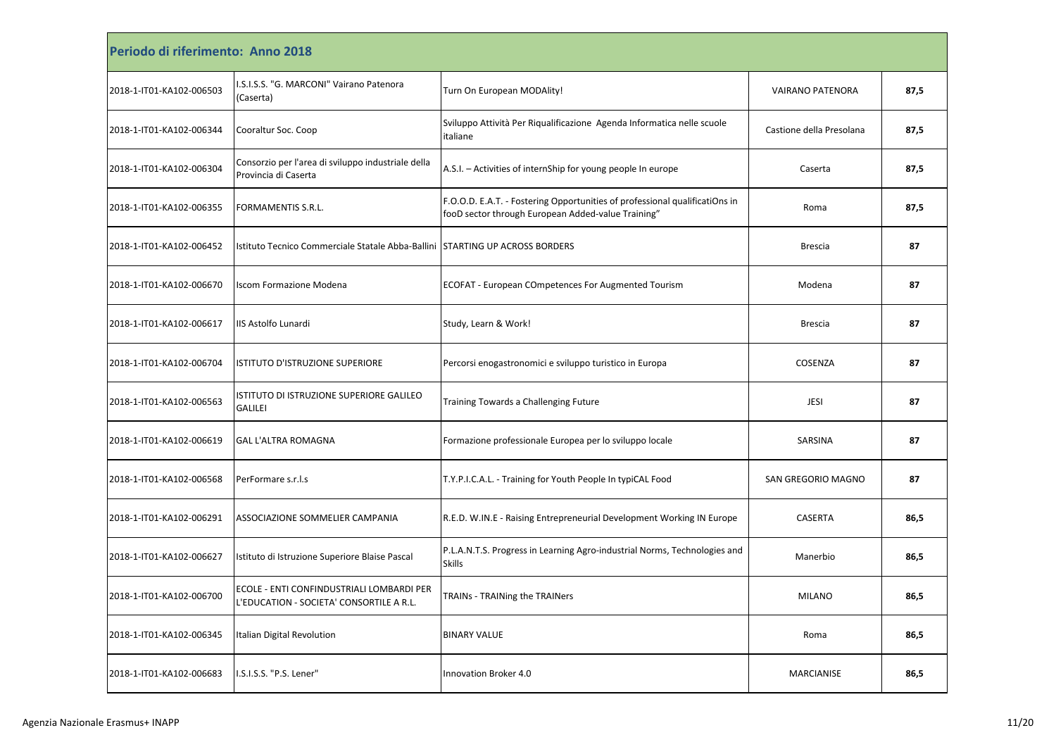| Periodo di riferimento: Anno 2018 | | | | |
|---|---|---|---|---|
| 2018-1-IT01-KA102-006503 | I.S.I.S.S. "G. MARCONI" Vairano Patenora (Caserta) | Turn On European MODAlity! | VAIRANO PATENORA | 87,5 |
| 2018-1-IT01-KA102-006344 | Cooraltur Soc. Coop | Sviluppo Attività Per Riqualificazione Agenda Informatica nelle scuole italiane | Castione della Presolana | 87,5 |
| 2018-1-IT01-KA102-006304 | Consorzio per l'area di sviluppo industriale della Provincia di Caserta | A.S.I. – Activities of internShip for young people In europe | Caserta | 87,5 |
| 2018-1-IT01-KA102-006355 | FORMAMENTIS S.R.L. | F.O.O.D. E.A.T. - Fostering Opportunities of professional qualificatiOns in fooD sector through European Added-value Training" | Roma | 87,5 |
| 2018-1-IT01-KA102-006452 | Istituto Tecnico Commerciale Statale Abba-Ballini | STARTING UP ACROSS BORDERS | Brescia | 87 |
| 2018-1-IT01-KA102-006670 | Iscom Formazione Modena | ECOFAT - European COmpetences For Augmented Tourism | Modena | 87 |
| 2018-1-IT01-KA102-006617 | IIS Astolfo Lunardi | Study, Learn & Work! | Brescia | 87 |
| 2018-1-IT01-KA102-006704 | ISTITUTO D'ISTRUZIONE SUPERIORE | Percorsi enogastronomici e sviluppo turistico in Europa | COSENZA | 87 |
| 2018-1-IT01-KA102-006563 | ISTITUTO DI ISTRUZIONE SUPERIORE GALILEO GALILEI | Training Towards a Challenging Future | JESI | 87 |
| 2018-1-IT01-KA102-006619 | GAL L'ALTRA ROMAGNA | Formazione professionale Europea per lo sviluppo locale | SARSINA | 87 |
| 2018-1-IT01-KA102-006568 | PerFormare s.r.l.s | T.Y.P.I.C.A.L. - Training for Youth People In typiCAL Food | SAN GREGORIO MAGNO | 87 |
| 2018-1-IT01-KA102-006291 | ASSOCIAZIONE SOMMELIER CAMPANIA | R.E.D. W.IN.E - Raising Entrepreneurial Development Working IN Europe | CASERTA | 86,5 |
| 2018-1-IT01-KA102-006627 | Istituto di Istruzione Superiore Blaise Pascal | P.L.A.N.T.S. Progress in Learning Agro-industrial Norms, Technologies and Skills | Manerbio | 86,5 |
| 2018-1-IT01-KA102-006700 | ECOLE - ENTI CONFINDUSTRIALI LOMBARDI PER L'EDUCATION - SOCIETA' CONSORTILE A R.L. | TRAINs - TRAINing the TRAINers | MILANO | 86,5 |
| 2018-1-IT01-KA102-006345 | Italian Digital Revolution | BINARY VALUE | Roma | 86,5 |
| 2018-1-IT01-KA102-006683 | I.S.I.S.S. "P.S. Lener" | Innovation Broker 4.0 | MARCIANISE | 86,5 |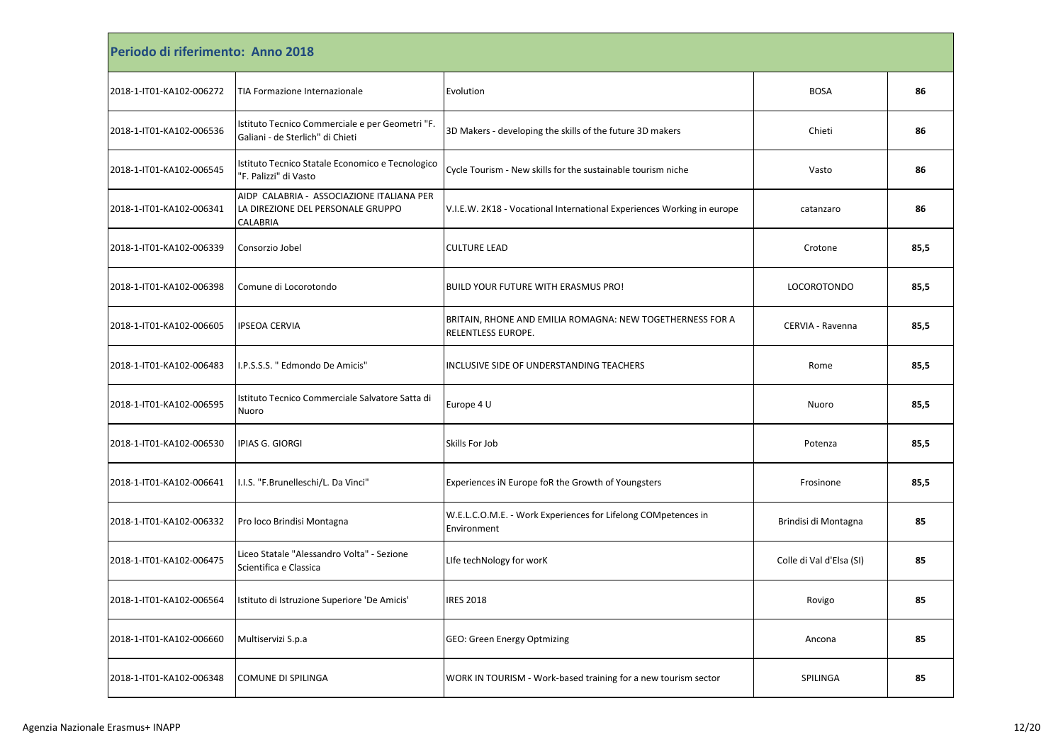## Periodo di riferimento: Anno 2018

| | | | | |
|---|---|---|---|---|
| 2018-1-IT01-KA102-006272 | TIA Formazione Internazionale | Evolution | BOSA | **86** |
| 2018-1-IT01-KA102-006536 | Istituto Tecnico Commerciale e per Geometri "F. Galiani - de Sterlich" di Chieti | 3D Makers - developing the skills of the future 3D makers | Chieti | **86** |
| 2018-1-IT01-KA102-006545 | Istituto Tecnico Statale Economico e Tecnologico "F. Palizzi" di Vasto | Cycle Tourism - New skills for the sustainable tourism niche | Vasto | **86** |
| 2018-1-IT01-KA102-006341 | AIDP CALABRIA - ASSOCIAZIONE ITALIANA PER LA DIREZIONE DEL PERSONALE GRUPPO CALABRIA | V.I.E.W. 2K18 - Vocational International Experiences Working in europe | catanzaro | **86** |
| 2018-1-IT01-KA102-006339 | Consorzio Jobel | CULTURE LEAD | Crotone | **85,5** |
| 2018-1-IT01-KA102-006398 | Comune di Locorotondo | BUILD YOUR FUTURE WITH ERASMUS PRO! | LOCOROTONDO | **85,5** |
| 2018-1-IT01-KA102-006605 | IPSEOA CERVIA | BRITAIN, RHONE AND EMILIA ROMAGNA: NEW TOGETHERNESS FOR A RELENTLESS EUROPE. | CERVIA - Ravenna | **85,5** |
| 2018-1-IT01-KA102-006483 | I.P.S.S.S. " Edmondo De Amicis" | INCLUSIVE SIDE OF UNDERSTANDING TEACHERS | Rome | **85,5** |
| 2018-1-IT01-KA102-006595 | Istituto Tecnico Commerciale Salvatore Satta di Nuoro | Europe 4 U | Nuoro | **85,5** |
| 2018-1-IT01-KA102-006530 | IPIAS G. GIORGI | Skills For Job | Potenza | **85,5** |
| 2018-1-IT01-KA102-006641 | I.I.S. "F.Brunelleschi/L. Da Vinci" | Experiences iN Europe foR the Growth of Youngsters | Frosinone | **85,5** |
| 2018-1-IT01-KA102-006332 | Pro loco Brindisi Montagna | W.E.L.C.O.M.E. - Work Experiences for Lifelong COMpetences in Environment | Brindisi di Montagna | **85** |
| 2018-1-IT01-KA102-006475 | Liceo Statale "Alessandro Volta" - Sezione Scientifica e Classica | LIfe techNology for worK | Colle di Val d'Elsa (SI) | **85** |
| 2018-1-IT01-KA102-006564 | Istituto di Istruzione Superiore 'De Amicis' | IRES 2018 | Rovigo | **85** |
| 2018-1-IT01-KA102-006660 | Multiservizi S.p.a | GEO: Green Energy Optmizing | Ancona | **85** |
| 2018-1-IT01-KA102-006348 | COMUNE DI SPILINGA | WORK IN TOURISM - Work-based training for a new tourism sector | SPILINGA | **85** |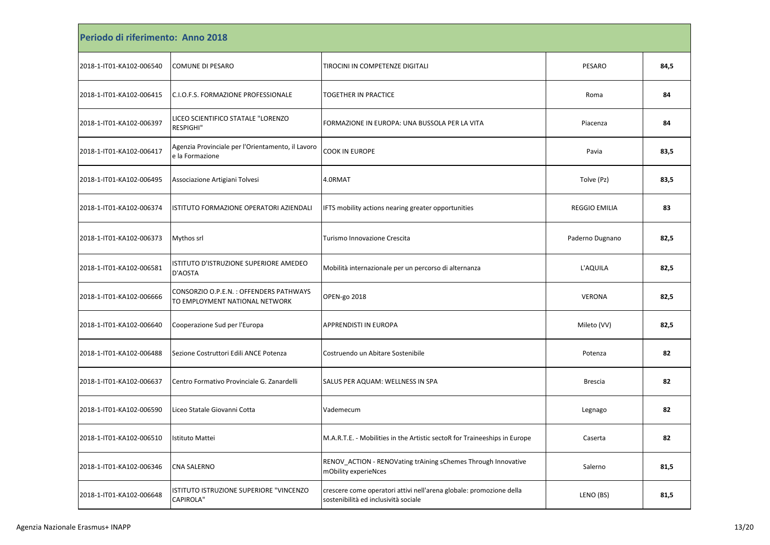| Periodo di riferimento: Anno 2018 | | | | |
|---|---|---|---|---|
| 2018-1-IT01-KA102-006540 | COMUNE DI PESARO | TIROCINI IN COMPETENZE DIGITALI | PESARO | **84,5** |
| 2018-1-IT01-KA102-006415 | C.I.O.F.S. FORMAZIONE PROFESSIONALE | TOGETHER IN PRACTICE | Roma | **84** |
| 2018-1-IT01-KA102-006397 | LICEO SCIENTIFICO STATALE "LORENZO RESPIGHI" | FORMAZIONE IN EUROPA: UNA BUSSOLA PER LA VITA | Piacenza | **84** |
| 2018-1-IT01-KA102-006417 | Agenzia Provinciale per l'Orientamento, il Lavoro e la Formazione | COOK IN EUROPE | Pavia | **83,5** |
| 2018-1-IT01-KA102-006495 | Associazione Artigiani Tolvesi | 4.0RMAT | Tolve (Pz) | **83,5** |
| 2018-1-IT01-KA102-006374 | ISTITUTO FORMAZIONE OPERATORI AZIENDALI | IFTS mobility actions nearing greater opportunities | REGGIO EMILIA | **83** |
| 2018-1-IT01-KA102-006373 | Mythos srl | Turismo Innovazione Crescita | Paderno Dugnano | **82,5** |
| 2018-1-IT01-KA102-006581 | ISTITUTO D'ISTRUZIONE SUPERIORE AMEDEO D'AOSTA | Mobilità internazionale per un percorso di alternanza | L'AQUILA | **82,5** |
| 2018-1-IT01-KA102-006666 | CONSORZIO O.P.E.N. : OFFENDERS PATHWAYS TO EMPLOYMENT NATIONAL NETWORK | OPEN-go 2018 | VERONA | **82,5** |
| 2018-1-IT01-KA102-006640 | Cooperazione Sud per l'Europa | APPRENDISTI IN EUROPA | Mileto (VV) | **82,5** |
| 2018-1-IT01-KA102-006488 | Sezione Costruttori Edili ANCE Potenza | Costruendo un Abitare Sostenibile | Potenza | **82** |
| 2018-1-IT01-KA102-006637 | Centro Formativo Provinciale G. Zanardelli | SALUS PER AQUAM: WELLNESS IN SPA | Brescia | **82** |
| 2018-1-IT01-KA102-006590 | Liceo Statale Giovanni Cotta | Vademecum | Legnago | **82** |
| 2018-1-IT01-KA102-006510 | Istituto Mattei | M.A.R.T.E. - Mobilities in the Artistic sectoR for Traineeships in Europe | Caserta | **82** |
| 2018-1-IT01-KA102-006346 | CNA SALERNO | RENOV_ACTION - RENOVating trAining sChemes Through Innovative mObility experieNces | Salerno | **81,5** |
| 2018-1-IT01-KA102-006648 | ISTITUTO ISTRUZIONE SUPERIORE "VINCENZO CAPIROLA" | crescere come operatori attivi nell'arena globale: promozione della sostenibilità ed inclusività sociale | LENO (BS) | **81,5** |

Agenzia Nazionale Erasmus+ INAPP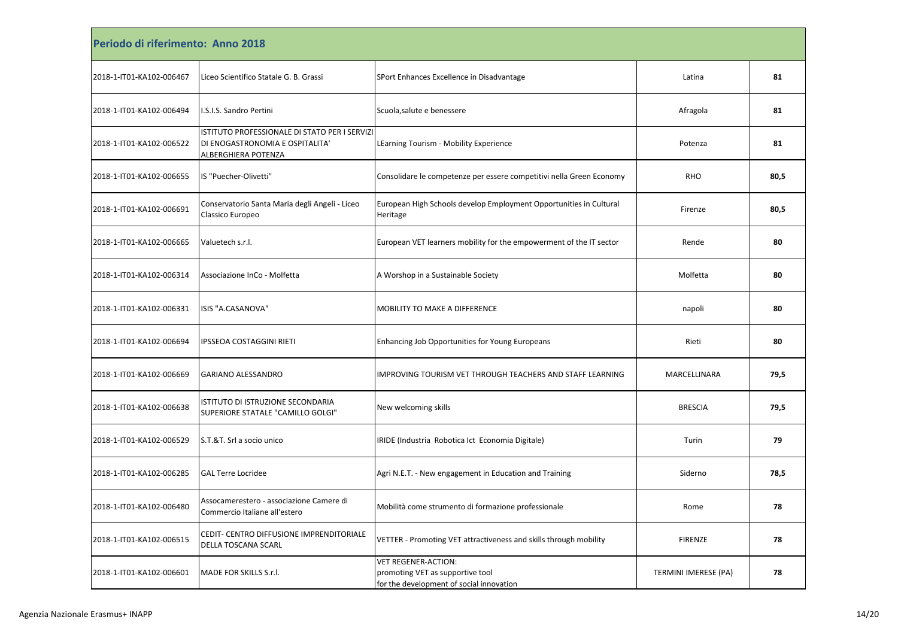| Periodo di riferimento: Anno 2018 | | | | |
|---|---|---|---|---|
| 2018-1-IT01-KA102-006467 | Liceo Scientifico Statale G. B. Grassi | SPort Enhances Excellence in Disadvantage | Latina | 81 |
| 2018-1-IT01-KA102-006494 | I.S.I.S. Sandro Pertini | Scuola,salute e benessere | Afragola | 81 |
| 2018-1-IT01-KA102-006522 | ISTITUTO PROFESSIONALE DI STATO PER I SERVIZI DI ENOGASTRONOMIA E OSPITALITA' ALBERGHIERA POTENZA | LEarning Tourism - Mobility Experience | Potenza | 81 |
| 2018-1-IT01-KA102-006655 | IS "Puecher-Olivetti" | Consolidare le competenze per essere competitivi nella Green Economy | RHO | 80,5 |
| 2018-1-IT01-KA102-006691 | Conservatorio Santa Maria degli Angeli - Liceo Classico Europeo | European High Schools develop Employment Opportunities in Cultural Heritage | Firenze | 80,5 |
| 2018-1-IT01-KA102-006665 | Valuetech s.r.l. | European VET learners mobility for the empowerment of the IT sector | Rende | 80 |
| 2018-1-IT01-KA102-006314 | Associazione InCo - Molfetta | A Worshop in a Sustainable Society | Molfetta | 80 |
| 2018-1-IT01-KA102-006331 | ISIS "A.CASANOVA" | MOBILITY TO MAKE A DIFFERENCE | napoli | 80 |
| 2018-1-IT01-KA102-006694 | IPSSEOA COSTAGGINI RIETI | Enhancing Job Opportunities for Young Europeans | Rieti | 80 |
| 2018-1-IT01-KA102-006669 | GARIANO ALESSANDRO | IMPROVING TOURISM VET THROUGH TEACHERS AND STAFF LEARNING | MARCELLINARA | 79,5 |
| 2018-1-IT01-KA102-006638 | ISTITUTO DI ISTRUZIONE SECONDARIA SUPERIORE STATALE "CAMILLO GOLGI" | New welcoming skills | BRESCIA | 79,5 |
| 2018-1-IT01-KA102-006529 | S.T.&T. Srl a socio unico | IRIDE (Industria Robotica Ict Economia Digitale) | Turin | 79 |
| 2018-1-IT01-KA102-006285 | GAL Terre Locridee | Agri N.E.T. - New engagement in Education and Training | Siderno | 78,5 |
| 2018-1-IT01-KA102-006480 | Assocamerestero - associazione Camere di Commercio Italiane all'estero | Mobilità come strumento di formazione professionale | Rome | 78 |
| 2018-1-IT01-KA102-006515 | CEDIT- CENTRO DIFFUSIONE IMPRENDITORIALE DELLA TOSCANA SCARL | VETTER - Promoting VET attractiveness and skills through mobility | FIRENZE | 78 |
| 2018-1-IT01-KA102-006601 | MADE FOR SKILLS S.r.l. | VET REGENER-ACTION: promoting VET as supportive tool for the development of social innovation | TERMINI IMERESE (PA) | 78 |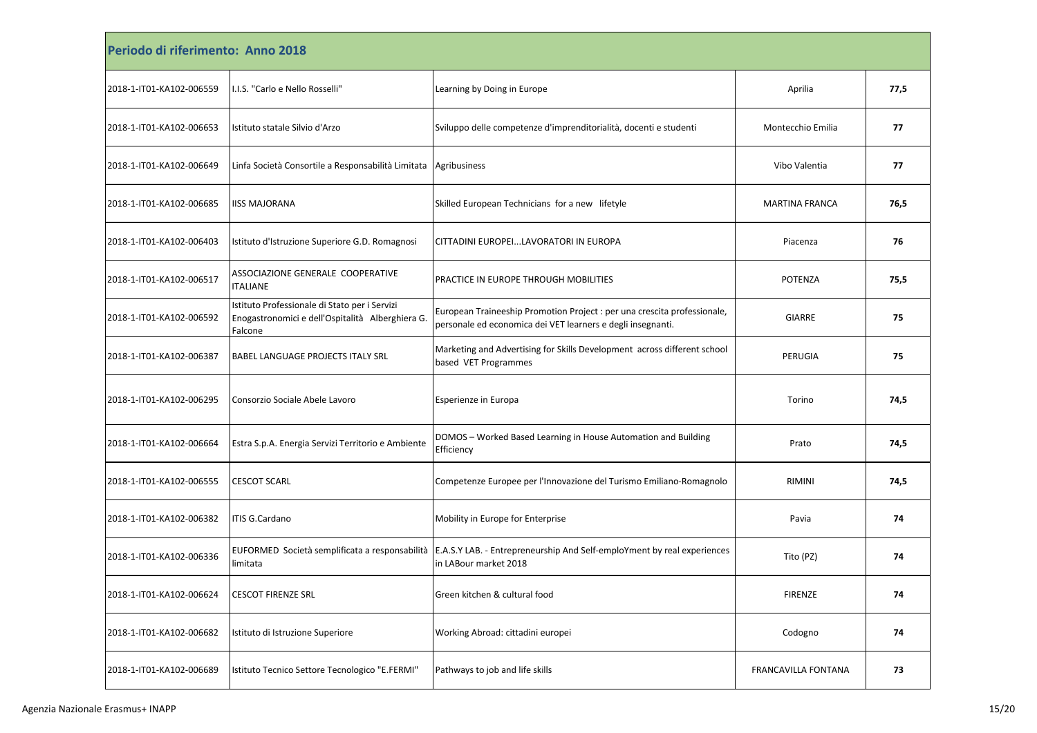## Periodo di riferimento: Anno 2018

| | | | | |
|---|---|---|---|---|
| 2018-1-IT01-KA102-006559 | I.I.S. "Carlo e Nello Rosselli" | Learning by Doing in Europe | Aprilia | **77,5** |
| 2018-1-IT01-KA102-006653 | Istituto statale Silvio d'Arzo | Sviluppo delle competenze d'imprenditorialità, docenti e studenti | Montecchio Emilia | **77** |
| 2018-1-IT01-KA102-006649 | Linfa Società Consortile a Responsabilità Limitata | Agribusiness | Vibo Valentia | **77** |
| 2018-1-IT01-KA102-006685 | IISS MAJORANA | Skilled European Technicians for a new lifetyle | MARTINA FRANCA | **76,5** |
| 2018-1-IT01-KA102-006403 | Istituto d'Istruzione Superiore G.D. Romagnosi | CITTADINI EUROPEI...LAVORATORI IN EUROPA | Piacenza | **76** |
| 2018-1-IT01-KA102-006517 | ASSOCIAZIONE GENERALE COOPERATIVE ITALIANE | PRACTICE IN EUROPE THROUGH MOBILITIES | POTENZA | **75,5** |
| 2018-1-IT01-KA102-006592 | Istituto Professionale di Stato per i Servizi Enogastronomici e dell'Ospitalità Alberghiera G. Falcone | European Traineeship Promotion Project : per una crescita professionale, personale ed economica dei VET learners e degli insegnanti. | GIARRE | **75** |
| 2018-1-IT01-KA102-006387 | BABEL LANGUAGE PROJECTS ITALY SRL | Marketing and Advertising for Skills Development across different school based VET Programmes | PERUGIA | **75** |
| 2018-1-IT01-KA102-006295 | Consorzio Sociale Abele Lavoro | Esperienze in Europa | Torino | **74,5** |
| 2018-1-IT01-KA102-006664 | Estra S.p.A. Energia Servizi Territorio e Ambiente | DOMOS – Worked Based Learning in House Automation and Building Efficiency | Prato | **74,5** |
| 2018-1-IT01-KA102-006555 | CESCOT SCARL | Competenze Europee per l'Innovazione del Turismo Emiliano-Romagnolo | RIMINI | **74,5** |
| 2018-1-IT01-KA102-006382 | ITIS G.Cardano | Mobility in Europe for Enterprise | Pavia | **74** |
| 2018-1-IT01-KA102-006336 | EUFORMED Società semplificata a responsabilità limitata | E.A.S.Y LAB. - Entrepreneurship And Self-emploYment by real experiences in LABour market 2018 | Tito (PZ) | **74** |
| 2018-1-IT01-KA102-006624 | CESCOT FIRENZE SRL | Green kitchen & cultural food | FIRENZE | **74** |
| 2018-1-IT01-KA102-006682 | Istituto di Istruzione Superiore | Working Abroad: cittadini europei | Codogno | **74** |
| 2018-1-IT01-KA102-006689 | Istituto Tecnico Settore Tecnologico "E.FERMI" | Pathways to job and life skills | FRANCAVILLA FONTANA | **73** |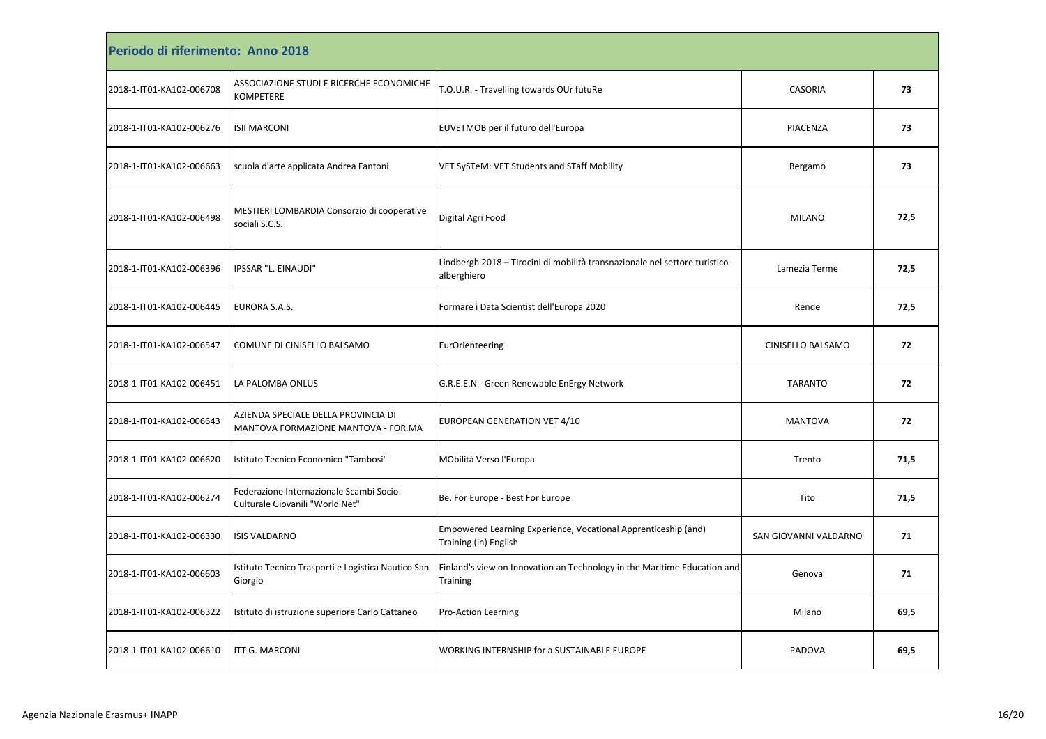## Periodo di riferimento: Anno 2018

| | | | | |
|---|---|---|---|---|
| 2018-1-IT01-KA102-006708 | ASSOCIAZIONE STUDI E RICERCHE ECONOMICHE KOMPETERE | T.O.U.R. - Travelling towards OUr futuRe | CASORIA | **73** |
| 2018-1-IT01-KA102-006276 | ISII MARCONI | EUVETMOB per il futuro dell'Europa | PIACENZA | **73** |
| 2018-1-IT01-KA102-006663 | scuola d'arte applicata Andrea Fantoni | VET SySTeM: VET Students and STaff Mobility | Bergamo | **73** |
| 2018-1-IT01-KA102-006498 | MESTIERI LOMBARDIA Consorzio di cooperative sociali S.C.S. | Digital Agri Food | MILANO | **72,5** |
| 2018-1-IT01-KA102-006396 | IPSSAR "L. EINAUDI" | Lindbergh 2018 – Tirocini di mobilità transnazionale nel settore turistico-alberghiero | Lamezia Terme | **72,5** |
| 2018-1-IT01-KA102-006445 | EURORA S.A.S. | Formare i Data Scientist dell'Europa 2020 | Rende | **72,5** |
| 2018-1-IT01-KA102-006547 | COMUNE DI CINISELLO BALSAMO | EurOrienteering | CINISELLO BALSAMO | **72** |
| 2018-1-IT01-KA102-006451 | LA PALOMBA ONLUS | G.R.E.E.N - Green Renewable EnErgy Network | TARANTO | **72** |
| 2018-1-IT01-KA102-006643 | AZIENDA SPECIALE DELLA PROVINCIA DI MANTOVA FORMAZIONE MANTOVA - FOR.MA | EUROPEAN GENERATION VET 4/10 | MANTOVA | **72** |
| 2018-1-IT01-KA102-006620 | Istituto Tecnico Economico "Tambosi" | MObilità Verso l'Europa | Trento | **71,5** |
| 2018-1-IT01-KA102-006274 | Federazione Internazionale Scambi Socio-Culturale Giovanili "World Net" | Be. For Europe - Best For Europe | Tito | **71,5** |
| 2018-1-IT01-KA102-006330 | ISIS VALDARNO | Empowered Learning Experience, Vocational Apprenticeship (and) Training (in) English | SAN GIOVANNI VALDARNO | **71** |
| 2018-1-IT01-KA102-006603 | Istituto Tecnico Trasporti e Logistica Nautico San Giorgio | Finland's view on Innovation an Technology in the Maritime Education and Training | Genova | **71** |
| 2018-1-IT01-KA102-006322 | Istituto di istruzione superiore Carlo Cattaneo | Pro-Action Learning | Milano | **69,5** |
| 2018-1-IT01-KA102-006610 | ITT G. MARCONI | WORKING INTERNSHIP for a SUSTAINABLE EUROPE | PADOVA | **69,5** |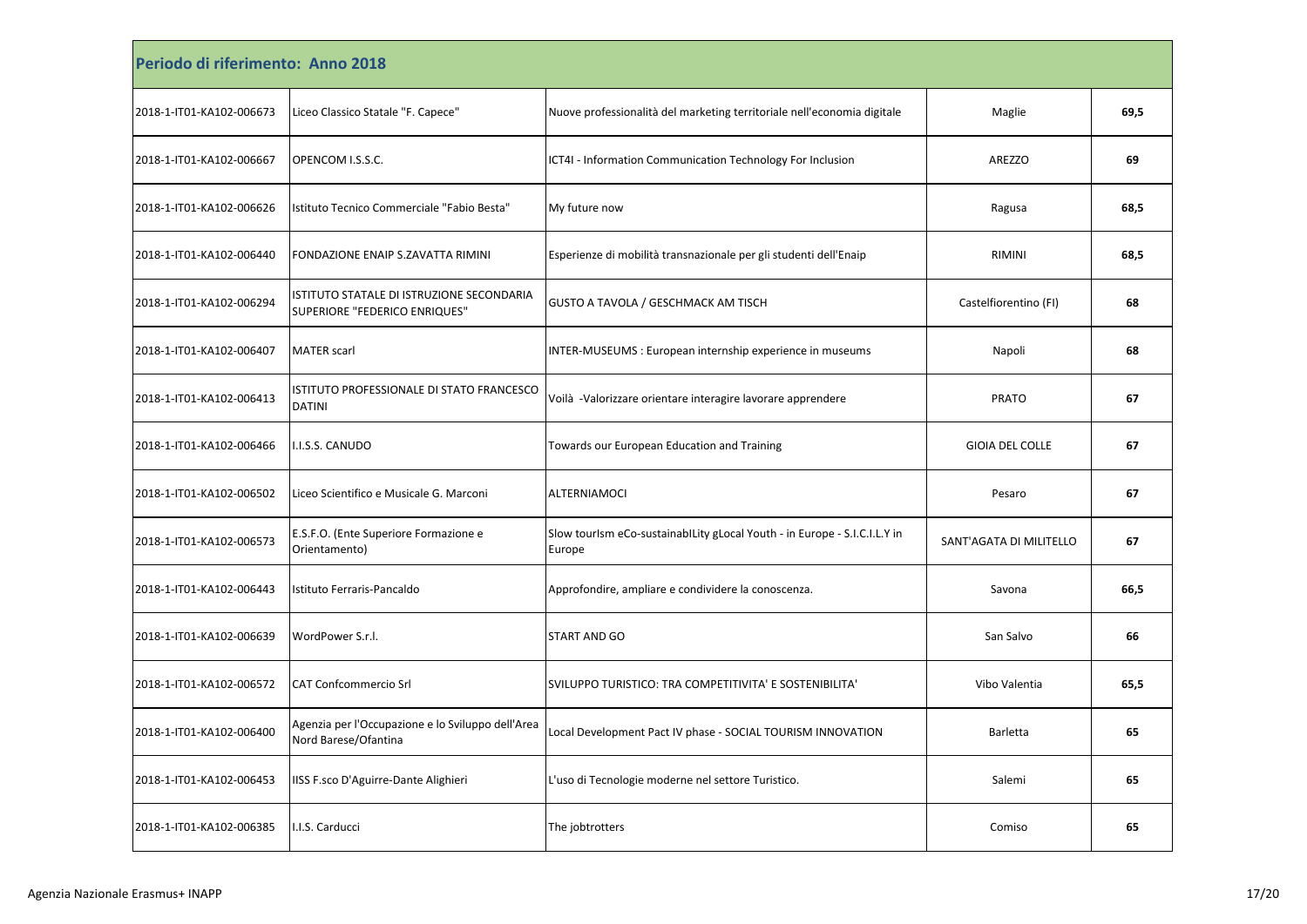| Periodo di riferimento: Anno 2018 | | | | |
|---|---|---|---|---|
| 2018-1-IT01-KA102-006673 | Liceo Classico Statale "F. Capece" | Nuove professionalità del marketing territoriale nell'economia digitale | Maglie | **69,5** |
| 2018-1-IT01-KA102-006667 | OPENCOM I.S.S.C. | ICT4I - Information Communication Technology For Inclusion | AREZZO | **69** |
| 2018-1-IT01-KA102-006626 | Istituto Tecnico Commerciale "Fabio Besta" | My future now | Ragusa | **68,5** |
| 2018-1-IT01-KA102-006440 | FONDAZIONE ENAIP S.ZAVATTA RIMINI | Esperienze di mobilità transnazionale per gli studenti dell'Enaip | RIMINI | **68,5** |
| 2018-1-IT01-KA102-006294 | ISTITUTO STATALE DI ISTRUZIONE SECONDARIA SUPERIORE "FEDERICO ENRIQUES" | GUSTO A TAVOLA / GESCHMACK AM TISCH | Castelfiorentino (FI) | **68** |
| 2018-1-IT01-KA102-006407 | MATER scarl | INTER-MUSEUMS : European internship experience in museums | Napoli | **68** |
| 2018-1-IT01-KA102-006413 | ISTITUTO PROFESSIONALE DI STATO FRANCESCO DATINI | Voilà -Valorizzare orientare interagire lavorare apprendere | PRATO | **67** |
| 2018-1-IT01-KA102-006466 | I.I.S.S. CANUDO | Towards our European Education and Training | GIOIA DEL COLLE | **67** |
| 2018-1-IT01-KA102-006502 | Liceo Scientifico e Musicale G. Marconi | ALTERNIAMOCI | Pesaro | **67** |
| 2018-1-IT01-KA102-006573 | E.S.F.O. (Ente Superiore Formazione e Orientamento) | Slow tourIsm eCo-sustainabILity gLocal Youth - in Europe - S.I.C.I.L.Y in Europe | SANT'AGATA DI MILITELLO | **67** |
| 2018-1-IT01-KA102-006443 | Istituto Ferraris-Pancaldo | Approfondire, ampliare e condividere la conoscenza. | Savona | **66,5** |
| 2018-1-IT01-KA102-006639 | WordPower S.r.l. | START AND GO | San Salvo | **66** |
| 2018-1-IT01-KA102-006572 | CAT Confcommercio Srl | SVILUPPO TURISTICO: TRA COMPETITIVITA' E SOSTENIBILITA' | Vibo Valentia | **65,5** |
| 2018-1-IT01-KA102-006400 | Agenzia per l'Occupazione e lo Sviluppo dell'Area Nord Barese/Ofantina | Local Development Pact IV phase - SOCIAL TOURISM INNOVATION | Barletta | **65** |
| 2018-1-IT01-KA102-006453 | IISS F.sco D'Aguirre-Dante Alighieri | L'uso di Tecnologie moderne nel settore Turistico. | Salemi | **65** |
| 2018-1-IT01-KA102-006385 | I.I.S. Carducci | The jobtrotters | Comiso | **65** |

Agenzia Nazionale Erasmus+ INAPP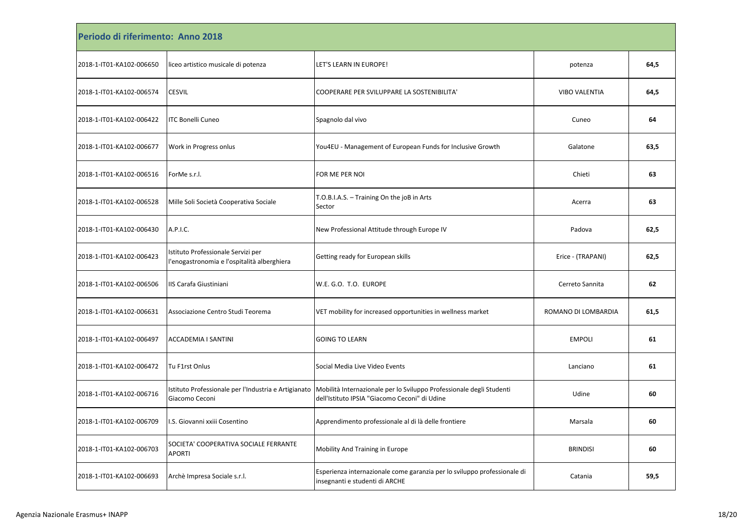**Periodo di riferimento: Anno 2018**

| | | | | |
|---|---|---|---|---|
| 2018-1-IT01-KA102-006650 | liceo artistico musicale di potenza | LET'S LEARN IN EUROPE! | potenza | **64,5** |
| 2018-1-IT01-KA102-006574 | CESVIL | COOPERARE PER SVILUPPARE LA SOSTENIBILITA' | VIBO VALENTIA | **64,5** |
| 2018-1-IT01-KA102-006422 | ITC Bonelli Cuneo | Spagnolo dal vivo | Cuneo | **64** |
| 2018-1-IT01-KA102-006677 | Work in Progress onlus | You4EU - Management of European Funds for Inclusive Growth | Galatone | **63,5** |
| 2018-1-IT01-KA102-006516 | ForMe s.r.l. | FOR ME PER NOI | Chieti | **63** |
| 2018-1-IT01-KA102-006528 | Mille Soli Società Cooperativa Sociale | T.O.B.I.A.S. – Training On the joB in Arts Sector | Acerra | **63** |
| 2018-1-IT01-KA102-006430 | A.P.I.C. | New Professional Attitude through Europe IV | Padova | **62,5** |
| 2018-1-IT01-KA102-006423 | Istituto Professionale Servizi per l'enogastronomia e l'ospitalità alberghiera | Getting ready for European skills | Erice - (TRAPANI) | **62,5** |
| 2018-1-IT01-KA102-006506 | IIS Carafa Giustiniani | W.E. G.O. T.O. EUROPE | Cerreto Sannita | **62** |
| 2018-1-IT01-KA102-006631 | Associazione Centro Studi Teorema | VET mobility for increased opportunities in wellness market | ROMANO DI LOMBARDIA | **61,5** |
| 2018-1-IT01-KA102-006497 | ACCADEMIA I SANTINI | GOING TO LEARN | EMPOLI | **61** |
| 2018-1-IT01-KA102-006472 | Tu F1rst Onlus | Social Media Live Video Events | Lanciano | **61** |
| 2018-1-IT01-KA102-006716 | Istituto Professionale per l'Industria e Artigianato Giacomo Ceconi | Mobilità Internazionale per lo Sviluppo Professionale degli Studenti dell'Istituto IPSIA "Giacomo Ceconi" di Udine | Udine | **60** |
| 2018-1-IT01-KA102-006709 | I.S. Giovanni xxiii Cosentino | Apprendimento professionale al di là delle frontiere | Marsala | **60** |
| 2018-1-IT01-KA102-006703 | SOCIETA' COOPERATIVA SOCIALE FERRANTE APORTI | Mobility And Training in Europe | BRINDISI | **60** |
| 2018-1-IT01-KA102-006693 | Archè Impresa Sociale s.r.l. | Esperienza internazionale come garanzia per lo sviluppo professionale di insegnanti e studenti di ARCHE | Catania | **59,5** |

Agenzia Nazionale Erasmus+ INAPP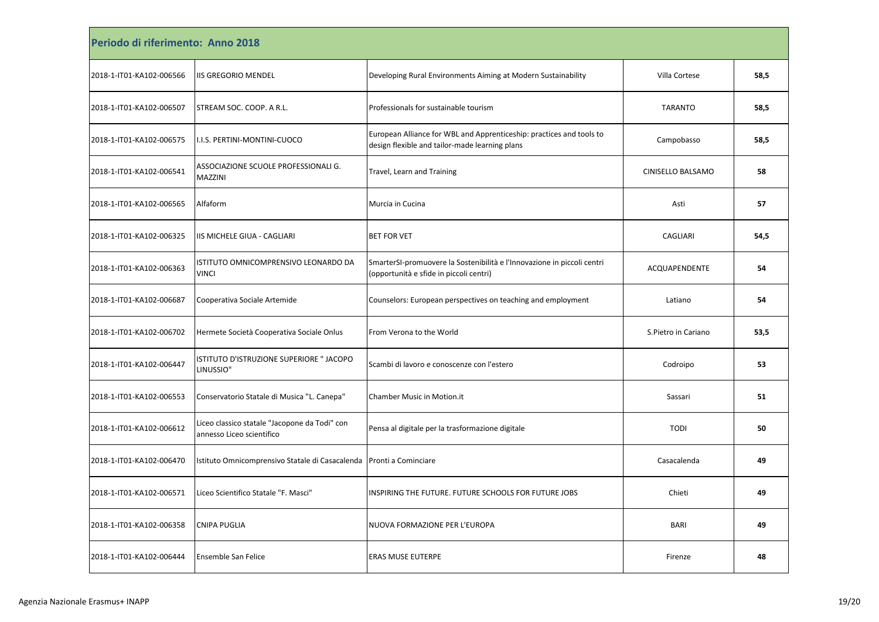| Periodo di riferimento: Anno 2018 | | | | |
|---|---|---|---|---|
| 2018-1-IT01-KA102-006566 | IIS GREGORIO MENDEL | Developing Rural Environments Aiming at Modern Sustainability | Villa Cortese | **58,5** |
| 2018-1-IT01-KA102-006507 | STREAM SOC. COOP. A R.L. | Professionals for sustainable tourism | TARANTO | **58,5** |
| 2018-1-IT01-KA102-006575 | I.I.S. PERTINI-MONTINI-CUOCO | European Alliance for WBL and Apprenticeship: practices and tools to design flexible and tailor-made learning plans | Campobasso | **58,5** |
| 2018-1-IT01-KA102-006541 | ASSOCIAZIONE SCUOLE PROFESSIONALI G. MAZZINI | Travel, Learn and Training | CINISELLO BALSAMO | **58** |
| 2018-1-IT01-KA102-006565 | Alfaform | Murcia in Cucina | Asti | **57** |
| 2018-1-IT01-KA102-006325 | IIS MICHELE GIUA - CAGLIARI | BET FOR VET | CAGLIARI | **54,5** |
| 2018-1-IT01-KA102-006363 | ISTITUTO OMNICOMPRENSIVO LEONARDO DA VINCI | SmarterSI-promuovere la Sostenibilità e l'Innovazione in piccoli centri (opportunità e sfide in piccoli centri) | ACQUAPENDENTE | **54** |
| 2018-1-IT01-KA102-006687 | Cooperativa Sociale Artemide | Counselors: European perspectives on teaching and employment | Latiano | **54** |
| 2018-1-IT01-KA102-006702 | Hermete Società Cooperativa Sociale Onlus | From Verona to the World | S.Pietro in Cariano | **53,5** |
| 2018-1-IT01-KA102-006447 | ISTITUTO D'ISTRUZIONE SUPERIORE " JACOPO LINUSSIO" | Scambi di lavoro e conoscenze con l'estero | Codroipo | **53** |
| 2018-1-IT01-KA102-006553 | Conservatorio Statale di Musica "L. Canepa" | Chamber Music in Motion.it | Sassari | **51** |
| 2018-1-IT01-KA102-006612 | Liceo classico statale "Jacopone da Todi" con annesso Liceo scientifico | Pensa al digitale per la trasformazione digitale | TODI | **50** |
| 2018-1-IT01-KA102-006470 | Istituto Omnicomprensivo Statale di Casacalenda | Pronti a Cominciare | Casacalenda | **49** |
| 2018-1-IT01-KA102-006571 | Liceo Scientifico Statale "F. Masci" | INSPIRING THE FUTURE. FUTURE SCHOOLS FOR FUTURE JOBS | Chieti | **49** |
| 2018-1-IT01-KA102-006358 | CNIPA PUGLIA | NUOVA FORMAZIONE PER L'EUROPA | BARI | **49** |
| 2018-1-IT01-KA102-006444 | Ensemble San Felice | ERAS MUSE EUTERPE | Firenze | **48** |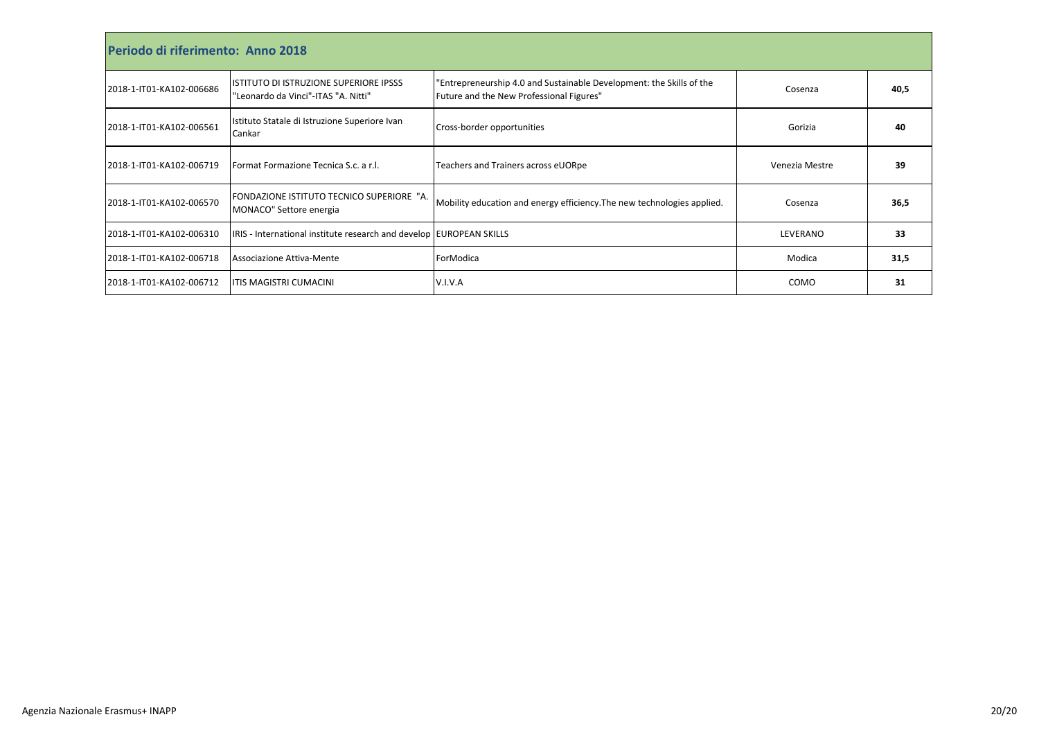| Periodo di riferimento: Anno 2018 | | | | |
|---|---|---|---|---|
| 2018-1-IT01-KA102-006686 | ISTITUTO DI ISTRUZIONE SUPERIORE IPSSS "Leonardo da Vinci"-ITAS "A. Nitti" | "Entrepreneurship 4.0 and Sustainable Development: the Skills of the Future and the New Professional Figures" | Cosenza | **40,5** |
| 2018-1-IT01-KA102-006561 | Istituto Statale di Istruzione Superiore Ivan Cankar | Cross-border opportunities | Gorizia | **40** |
| 2018-1-IT01-KA102-006719 | Format Formazione Tecnica S.c. a r.l. | Teachers and Trainers across eUORpe | Venezia Mestre | **39** |
| 2018-1-IT01-KA102-006570 | FONDAZIONE ISTITUTO TECNICO SUPERIORE "A. MONACO" Settore energia | Mobility education and energy efficiency.The new technologies applied. | Cosenza | **36,5** |
| 2018-1-IT01-KA102-006310 | IRIS - International institute research and develop | EUROPEAN SKILLS | LEVERANO | **33** |
| 2018-1-IT01-KA102-006718 | Associazione Attiva-Mente | ForModica | Modica | **31,5** |
| 2018-1-IT01-KA102-006712 | ITIS MAGISTRI CUMACINI | V.I.V.A | COMO | **31** |

Agenzia Nazionale Erasmus+ INAPP